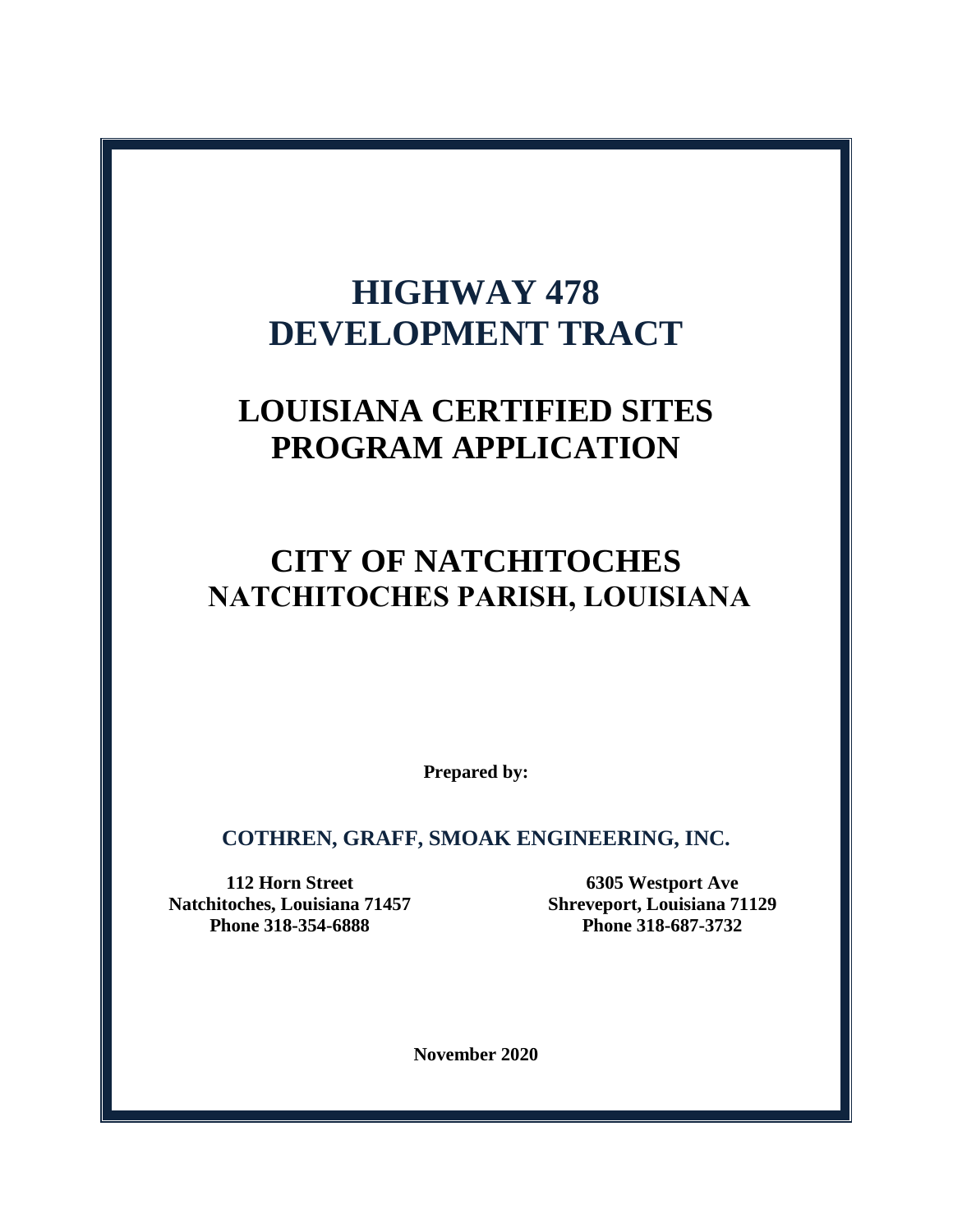# HIGHWAY 478 DEVELOPMENT TRACT

# LOUISIANA CERTIFIED SITES PROGRAM APPLICATION

# CITY OF NATCHITOCHES
## NATCHITOCHES PARISH, LOUISIANA

**Prepared by:**

**COTHREN, GRAFF, SMOAK ENGINEERING, INC.**

**112 Horn Street**
**Natchitoches, Louisiana 71457**
**Phone 318-354-6888**

**6305 Westport Ave**
**Shreveport, Louisiana 71129**
**Phone 318-687-3732**

**November 2020**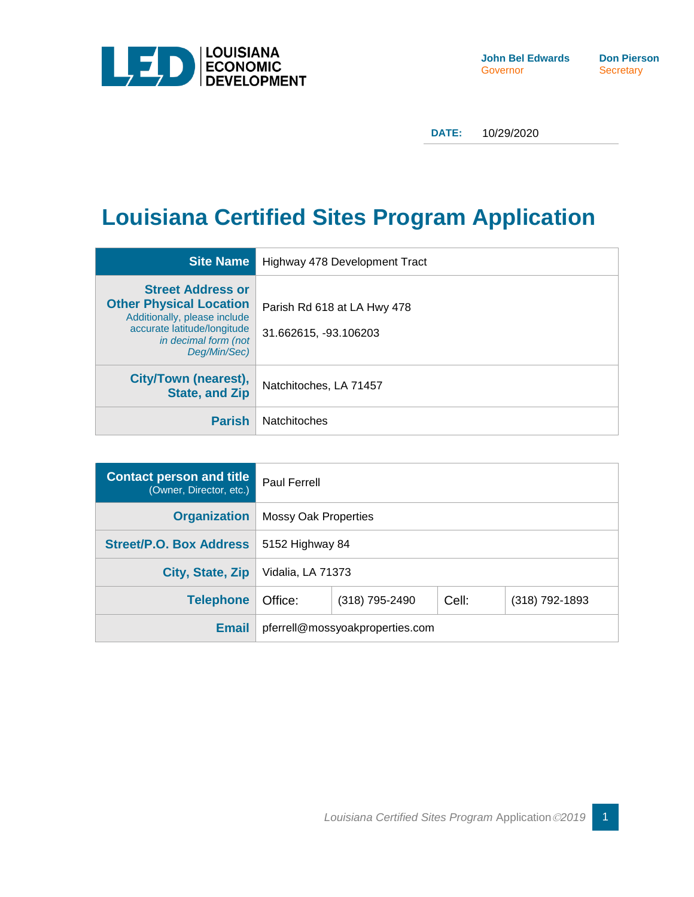LOUISIANA ECONOMIC DEVELOPMENT

**John Bel Edwards**
Governor

**Don Pierson**
Secretary

**DATE:** 10/29/2020

# Louisiana Certified Sites Program Application

| Site Name | Highway 478 Development Tract |
|---|---|
| **Street Address or Other Physical Location** Additionally, please include accurate latitude/longitude *in decimal form (not Deg/Min/Sec)* | Parish Rd 618 at LA Hwy 478<br>31.662615, -93.106203 |
| **City/Town (nearest), State, and Zip** | Natchitoches, LA 71457 |
| **Parish** | Natchitoches |

| Contact person and title (Owner, Director, etc.) | Paul Ferrell | | |
|---|---|---|---|
| **Organization** | Mossy Oak Properties | | |
| **Street/P.O. Box Address** | 5152 Highway 84 | | |
| **City, State, Zip** | Vidalia, LA 71373 | | |
| **Telephone** | Office: | (318) 795-2490 | Cell: | (318) 792-1893 |
| **Email** | pferrell@mossyoakproperties.com | | |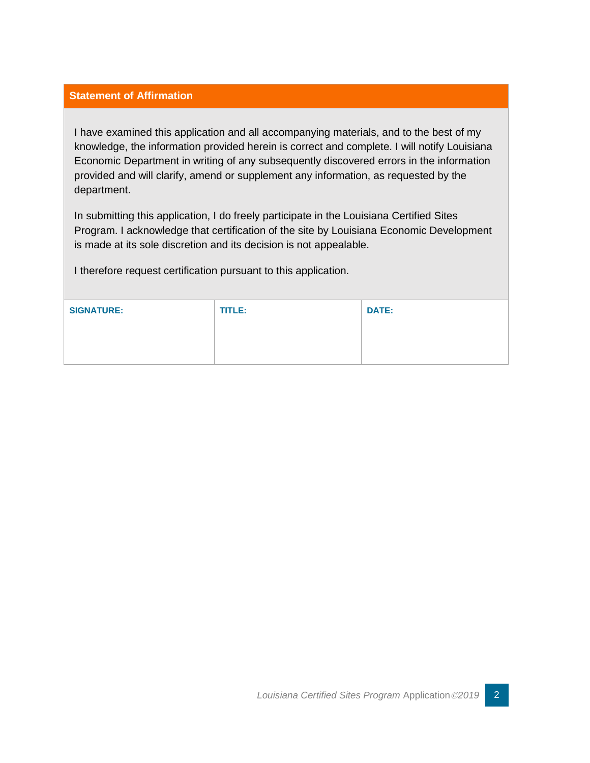## Statement of Affirmation

I have examined this application and all accompanying materials, and to the best of my knowledge, the information provided herein is correct and complete. I will notify Louisiana Economic Department in writing of any subsequently discovered errors in the information provided and will clarify, amend or supplement any information, as requested by the department.

In submitting this application, I do freely participate in the Louisiana Certified Sites Program. I acknowledge that certification of the site by Louisiana Economic Development is made at its sole discretion and its decision is not appealable.

I therefore request certification pursuant to this application.

| SIGNATURE: | TITLE: | DATE: |
| --- | --- | --- |
| | | |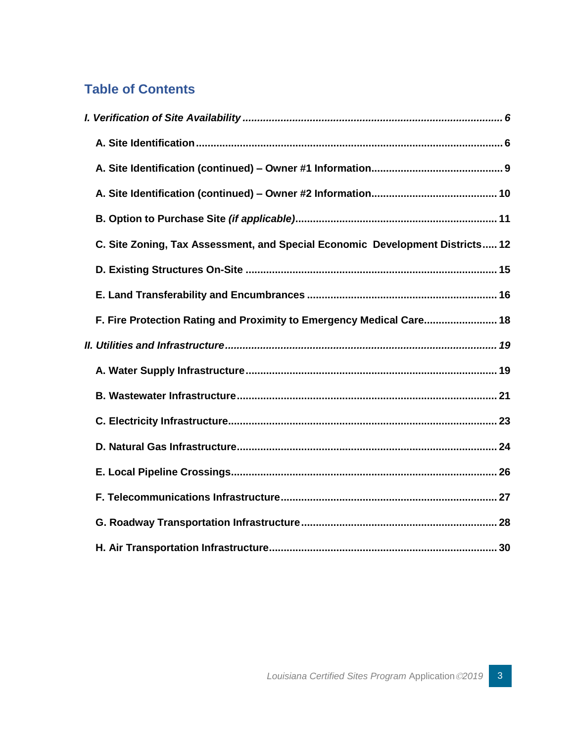## Table of Contents

***I. Verification of Site Availability .......... 6***

**A. Site Identification .......... 6**

**A. Site Identification (continued) – Owner #1 Information .......... 9**

**A. Site Identification (continued) – Owner #2 Information .......... 10**

**B. Option to Purchase Site *(if applicable)* .......... 11**

**C. Site Zoning, Tax Assessment, and Special Economic Development Districts .......... 12**

**D. Existing Structures On-Site .......... 15**

**E. Land Transferability and Encumbrances .......... 16**

**F. Fire Protection Rating and Proximity to Emergency Medical Care .......... 18**

***II. Utilities and Infrastructure .......... 19***

**A. Water Supply Infrastructure .......... 19**

**B. Wastewater Infrastructure .......... 21**

**C. Electricity Infrastructure .......... 23**

**D. Natural Gas Infrastructure .......... 24**

**E. Local Pipeline Crossings .......... 26**

**F. Telecommunications Infrastructure .......... 27**

**G. Roadway Transportation Infrastructure .......... 28**

**H. Air Transportation Infrastructure .......... 30**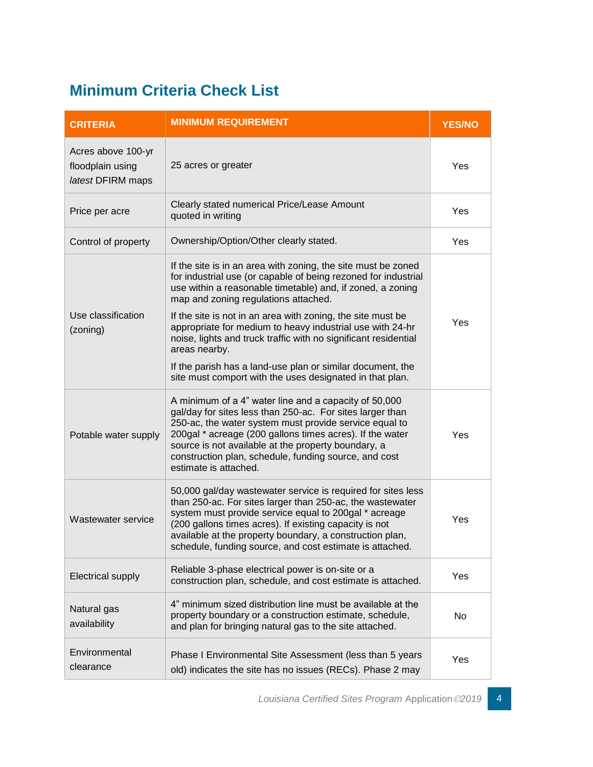## Minimum Criteria Check List

| CRITERIA | MINIMUM REQUIREMENT | YES/NO |
|---|---|---|
| Acres above 100-yr floodplain using *latest* DFIRM maps | 25 acres or greater | Yes |
| Price per acre | Clearly stated numerical Price/Lease Amount quoted in writing | Yes |
| Control of property | Ownership/Option/Other clearly stated. | Yes |
| Use classification (zoning) | If the site is in an area with zoning, the site must be zoned for industrial use (or capable of being rezoned for industrial use within a reasonable timetable) and, if zoned, a zoning map and zoning regulations attached.<br><br>If the site is not in an area with zoning, the site must be appropriate for medium to heavy industrial use with 24-hr noise, lights and truck traffic with no significant residential areas nearby.<br><br>If the parish has a land-use plan or similar document, the site must comport with the uses designated in that plan. | Yes |
| Potable water supply | A minimum of a 4" water line and a capacity of 50,000 gal/day for sites less than 250-ac. For sites larger than 250-ac, the water system must provide service equal to 200gal * acreage (200 gallons times acres). If the water source is not available at the property boundary, a construction plan, schedule, funding source, and cost estimate is attached. | Yes |
| Wastewater service | 50,000 gal/day wastewater service is required for sites less than 250-ac. For sites larger than 250-ac, the wastewater system must provide service equal to 200gal * acreage (200 gallons times acres). If existing capacity is not available at the property boundary, a construction plan, schedule, funding source, and cost estimate is attached. | Yes |
| Electrical supply | Reliable 3-phase electrical power is on-site or a construction plan, schedule, and cost estimate is attached. | Yes |
| Natural gas availability | 4" minimum sized distribution line must be available at the property boundary or a construction estimate, schedule, and plan for bringing natural gas to the site attached. | No |
| Environmental clearance | Phase I Environmental Site Assessment (less than 5 years old) indicates the site has no issues (RECs). Phase 2 may | Yes |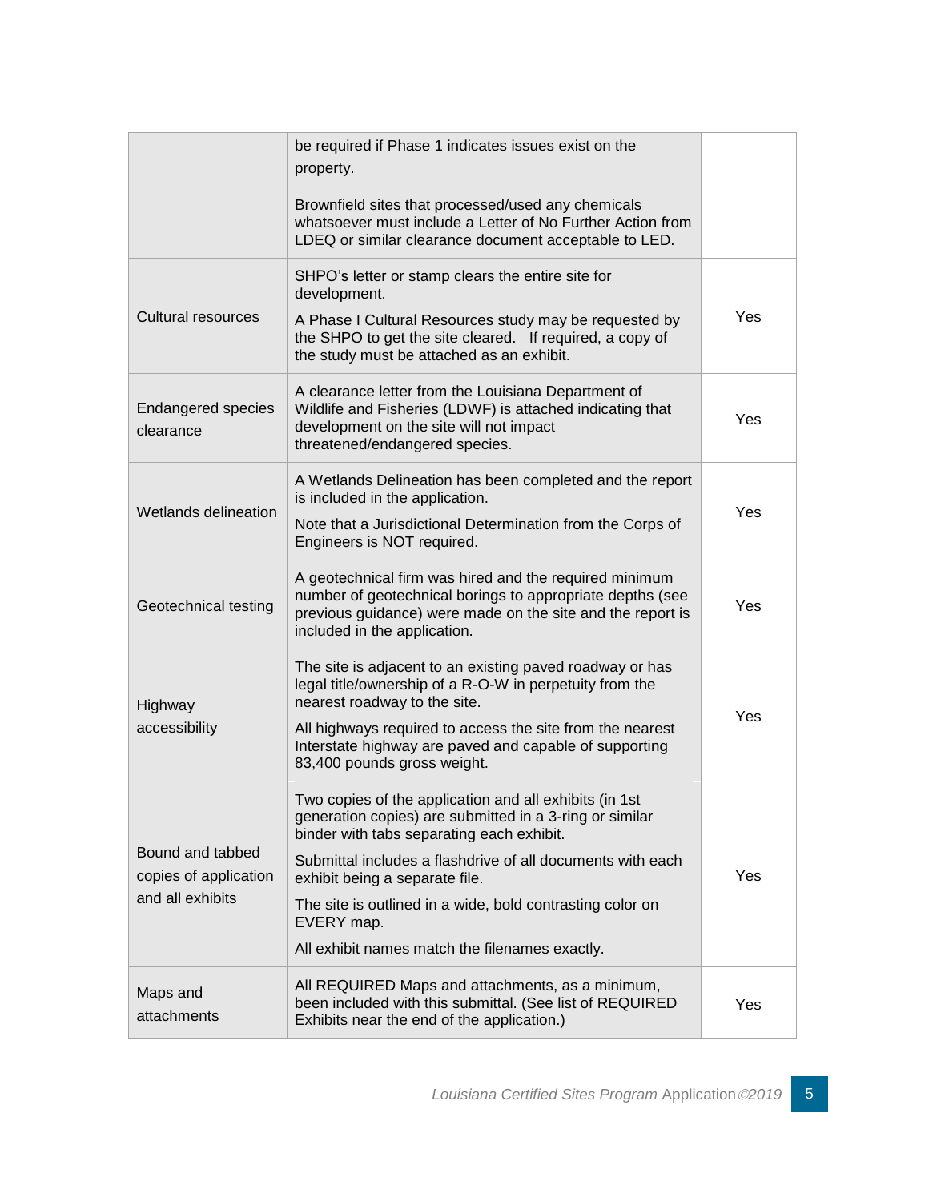| | | |
|---|---|---|
| | be required if Phase 1 indicates issues exist on the property.<br><br>Brownfield sites that processed/used any chemicals whatsoever must include a Letter of No Further Action from LDEQ or similar clearance document acceptable to LED. | |
| Cultural resources | SHPO's letter or stamp clears the entire site for development.<br><br>A Phase I Cultural Resources study may be requested by the SHPO to get the site cleared. If required, a copy of the study must be attached as an exhibit. | Yes |
| Endangered species clearance | A clearance letter from the Louisiana Department of Wildlife and Fisheries (LDWF) is attached indicating that development on the site will not impact threatened/endangered species. | Yes |
| Wetlands delineation | A Wetlands Delineation has been completed and the report is included in the application.<br><br>Note that a Jurisdictional Determination from the Corps of Engineers is NOT required. | Yes |
| Geotechnical testing | A geotechnical firm was hired and the required minimum number of geotechnical borings to appropriate depths (see previous guidance) were made on the site and the report is included in the application. | Yes |
| Highway accessibility | The site is adjacent to an existing paved roadway or has legal title/ownership of a R-O-W in perpetuity from the nearest roadway to the site.<br><br>All highways required to access the site from the nearest Interstate highway are paved and capable of supporting 83,400 pounds gross weight. | Yes |
| Bound and tabbed copies of application and all exhibits | Two copies of the application and all exhibits (in 1st generation copies) are submitted in a 3-ring or similar binder with tabs separating each exhibit.<br><br>Submittal includes a flashdrive of all documents with each exhibit being a separate file.<br><br>The site is outlined in a wide, bold contrasting color on EVERY map.<br><br>All exhibit names match the filenames exactly. | Yes |
| Maps and attachments | All REQUIRED Maps and attachments, as a minimum, been included with this submittal. (See list of REQUIRED Exhibits near the end of the application.) | Yes |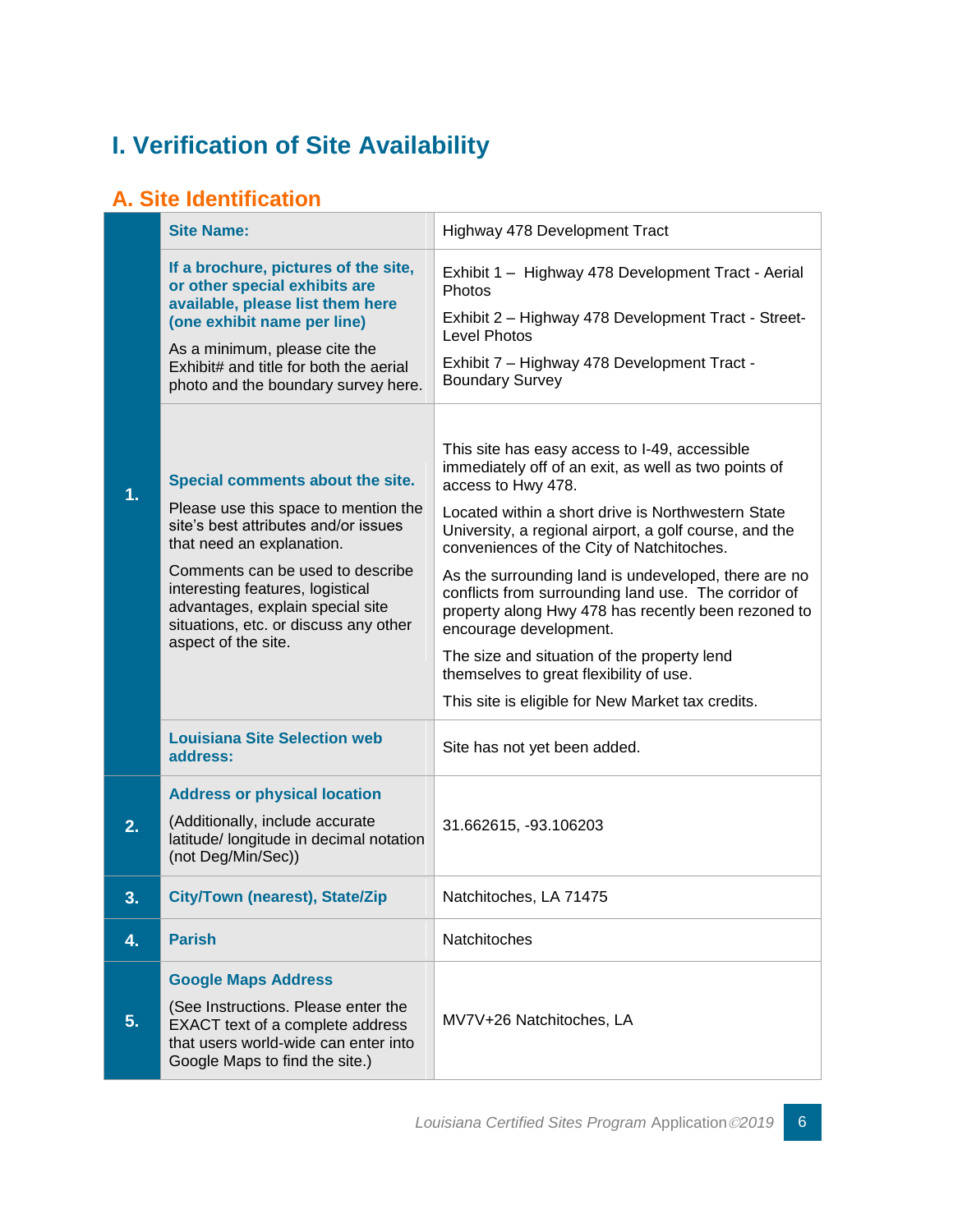# I. Verification of Site Availability

## A. Site Identification

| | | |
|---|---|---|
| **1.** | **Site Name:** | Highway 478 Development Tract |
| | **If a brochure, pictures of the site, or other special exhibits are available, please list them here (one exhibit name per line)**<br><br>As a minimum, please cite the Exhibit# and title for both the aerial photo and the boundary survey here. | Exhibit 1 – Highway 478 Development Tract - Aerial Photos<br><br>Exhibit 2 – Highway 478 Development Tract - Street-Level Photos<br><br>Exhibit 7 – Highway 478 Development Tract - Boundary Survey |
| | **Special comments about the site.**<br><br>Please use this space to mention the site's best attributes and/or issues that need an explanation.<br><br>Comments can be used to describe interesting features, logistical advantages, explain special site situations, etc. or discuss any other aspect of the site. | This site has easy access to I-49, accessible immediately off of an exit, as well as two points of access to Hwy 478.<br><br>Located within a short drive is Northwestern State University, a regional airport, a golf course, and the conveniences of the City of Natchitoches.<br><br>As the surrounding land is undeveloped, there are no conflicts from surrounding land use. The corridor of property along Hwy 478 has recently been rezoned to encourage development.<br><br>The size and situation of the property lend themselves to great flexibility of use.<br><br>This site is eligible for New Market tax credits. |
| | **Louisiana Site Selection web address:** | Site has not yet been added. |
| **2.** | **Address or physical location**<br><br>(Additionally, include accurate latitude/ longitude in decimal notation (not Deg/Min/Sec)) | 31.662615, -93.106203 |
| **3.** | **City/Town (nearest), State/Zip** | Natchitoches, LA 71475 |
| **4.** | **Parish** | Natchitoches |
| **5.** | **Google Maps Address**<br><br>(See Instructions. Please enter the EXACT text of a complete address that users world-wide can enter into Google Maps to find the site.) | MV7V+26 Natchitoches, LA |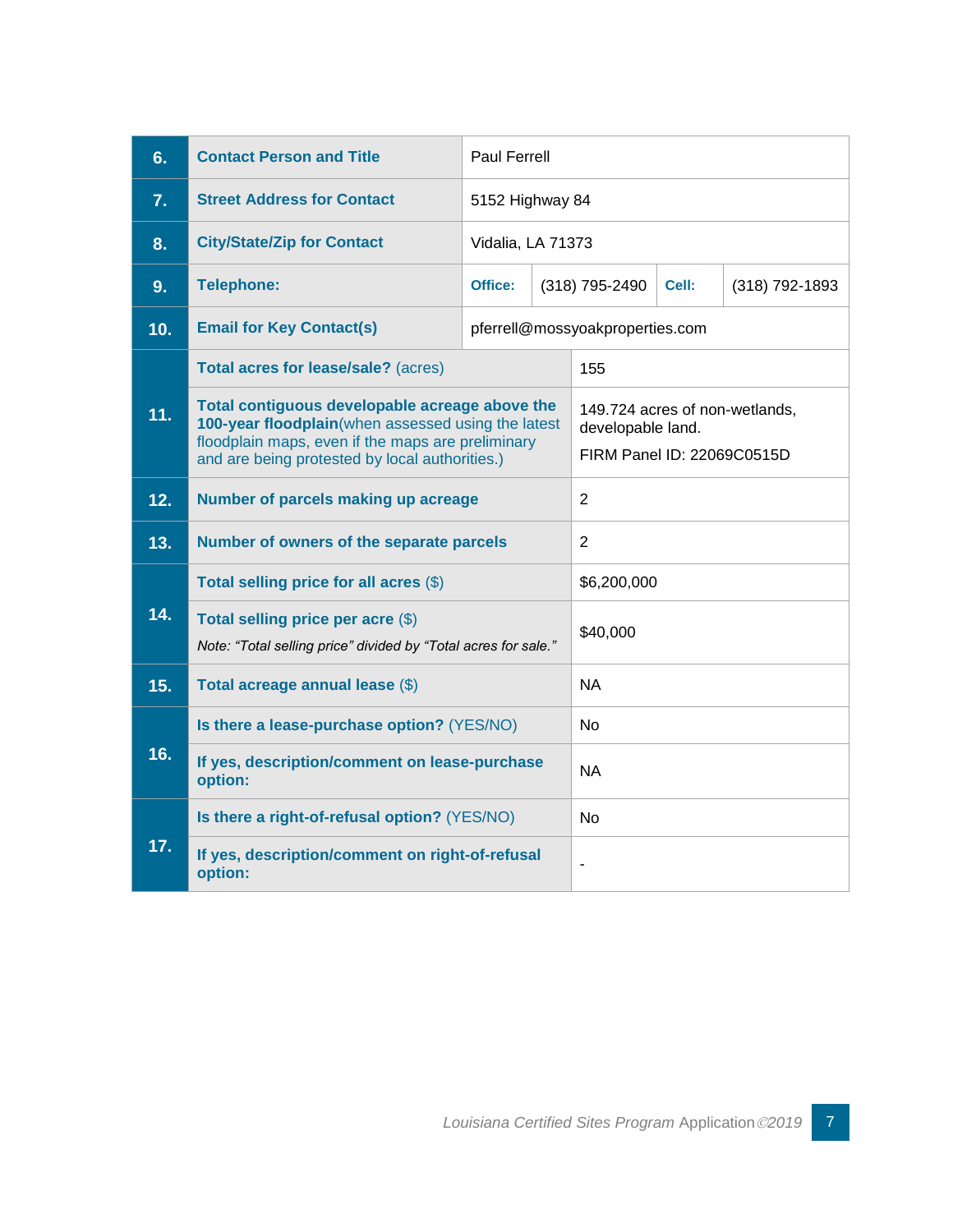| | | | | | |
|---|---|---|---|---|---|
| **6.** | **Contact Person and Title** | Paul Ferrell | | | |
| **7.** | **Street Address for Contact** | 5152 Highway 84 | | | |
| **8.** | **City/State/Zip for Contact** | Vidalia, LA 71373 | | | |
| **9.** | **Telephone:** | **Office:** | (318) 795-2490 | **Cell:** | (318) 792-1893 |
| **10.** | **Email for Key Contact(s)** | pferrell@mossyoakproperties.com | | | |
| **11.** | **Total acres for lease/sale?** (acres) | 155 | | | |
| | **Total contiguous developable acreage above the 100-year floodplain** (when assessed using the latest floodplain maps, even if the maps are preliminary and are being protested by local authorities.) | 149.724 acres of non-wetlands, developable land.<br>FIRM Panel ID: 22069C0515D | | | |
| **12.** | **Number of parcels making up acreage** | 2 | | | |
| **13.** | **Number of owners of the separate parcels** | 2 | | | |
| **14.** | **Total selling price for all acres** ($) | $6,200,000 | | | |
| | **Total selling price per acre** ($)<br>*Note: "Total selling price" divided by "Total acres for sale."* | $40,000 | | | |
| **15.** | **Total acreage annual lease** ($) | NA | | | |
| **16.** | **Is there a lease-purchase option?** (YES/NO) | No | | | |
| | **If yes, description/comment on lease-purchase option:** | NA | | | |
| **17.** | **Is there a right-of-refusal option?** (YES/NO) | No | | | |
| | **If yes, description/comment on right-of-refusal option:** | - | | | |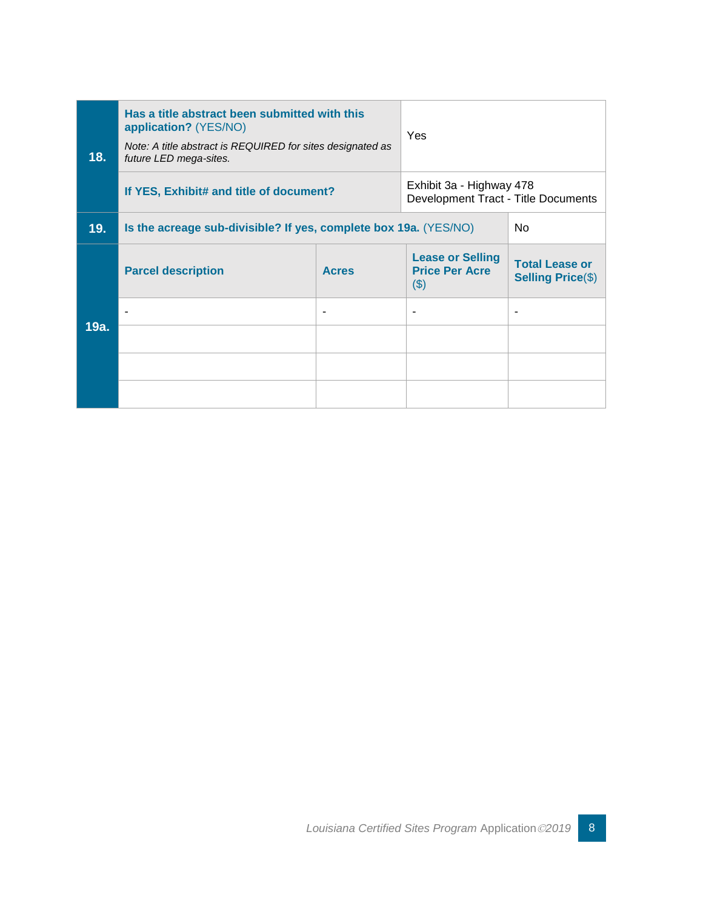| | | |
|---|---|---|
| **18.** | **Has a title abstract been submitted with this application?** (YES/NO)<br><br>*Note: A title abstract is REQUIRED for sites designated as future LED mega-sites.* | Yes |
| | **If YES, Exhibit# and title of document?** | Exhibit 3a - Highway 478 Development Tract - Title Documents |
| **19.** | **Is the acreage sub-divisible? If yes, complete box 19a.** (YES/NO) | No |

| | **Parcel description** | **Acres** | **Lease or Selling Price Per Acre** ($) | **Total Lease or Selling Price**($) |
|---|---|---|---|---|
| **19a.** | - | - | - | - |
| | | | | |
| | | | | |
| | | | | |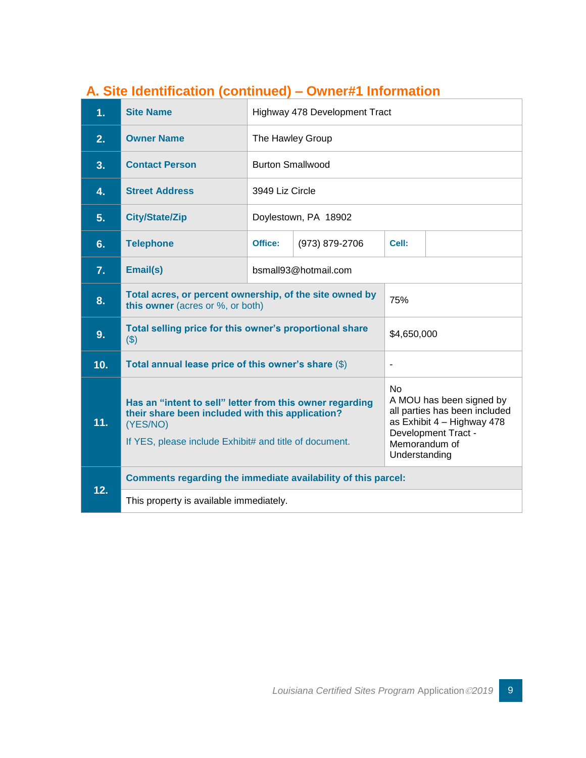## A. Site Identification (continued) – Owner#1 Information

| | | | | | |
|---|---|---|---|---|---|
| **1.** | **Site Name** | Highway 478 Development Tract | | | |
| **2.** | **Owner Name** | The Hawley Group | | | |
| **3.** | **Contact Person** | Burton Smallwood | | | |
| **4.** | **Street Address** | 3949 Liz Circle | | | |
| **5.** | **City/State/Zip** | Doylestown, PA 18902 | | | |
| **6.** | **Telephone** | **Office:** | (973) 879-2706 | **Cell:** | |
| **7.** | **Email(s)** | bsmall93@hotmail.com | | | |
| **8.** | **Total acres, or percent ownership, of the site owned by this owner** (acres or %, or both) | | | 75% | |
| **9.** | **Total selling price for this owner's proportional share** ($) | | | $4,650,000 | |
| **10.** | **Total annual lease price of this owner's share** ($) | | | - | |
| **11.** | **Has an "intent to sell" letter from this owner regarding their share been included with this application?** (YES/NO)<br>If YES, please include Exhibit# and title of document. | | | No<br>A MOU has been signed by all parties has been included as Exhibit 4 – Highway 478 Development Tract - Memorandum of Understanding | |
| **12.** | **Comments regarding the immediate availability of this parcel:** | | | | |
| | This property is available immediately. | | | | |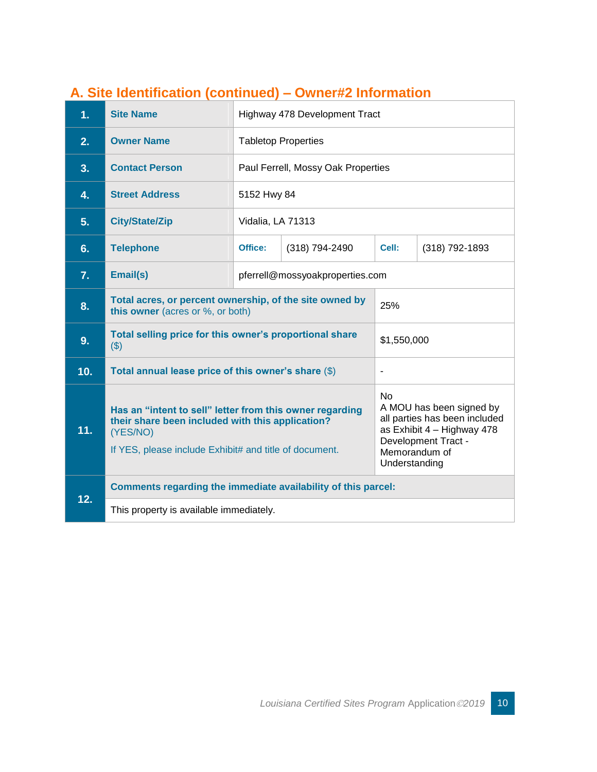## A. Site Identification (continued) – Owner#2 Information

| | | | | | |
|---|---|---|---|---|---|
| **1.** | **Site Name** | Highway 478 Development Tract | | | |
| **2.** | **Owner Name** | Tabletop Properties | | | |
| **3.** | **Contact Person** | Paul Ferrell, Mossy Oak Properties | | | |
| **4.** | **Street Address** | 5152 Hwy 84 | | | |
| **5.** | **City/State/Zip** | Vidalia, LA 71313 | | | |
| **6.** | **Telephone** | **Office:** | (318) 794-2490 | **Cell:** | (318) 792-1893 |
| **7.** | **Email(s)** | pferrell@mossyoakproperties.com | | | |
| **8.** | **Total acres, or percent ownership, of the site owned by this owner** (acres or %, or both) | 25% | | | |
| **9.** | **Total selling price for this owner's proportional share** ($) | $1,550,000 | | | |
| **10.** | **Total annual lease price of this owner's share** ($) | - | | | |
| **11.** | **Has an "intent to sell" letter from this owner regarding their share been included with this application?** (YES/NO)<br>If YES, please include Exhibit# and title of document. | No<br>A MOU has been signed by all parties has been included as Exhibit 4 – Highway 478 Development Tract - Memorandum of Understanding | | | |
| **12.** | **Comments regarding the immediate availability of this parcel:** | | | | |
| | This property is available immediately. | | | | |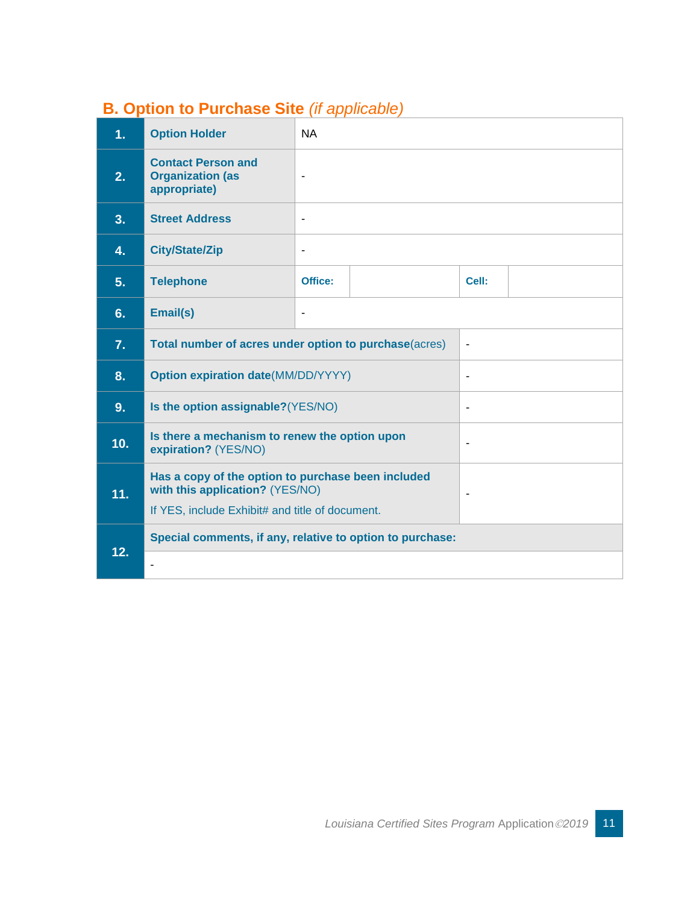## B. Option to Purchase Site *(if applicable)*

| | | | | | |
|---|---|---|---|---|---|
| **1.** | **Option Holder** | NA | | | |
| **2.** | **Contact Person and Organization (as appropriate)** | - | | | |
| **3.** | **Street Address** | - | | | |
| **4.** | **City/State/Zip** | - | | | |
| **5.** | **Telephone** | **Office:** | | **Cell:** | |
| **6.** | **Email(s)** | - | | | |
| **7.** | **Total number of acres under option to purchase**(acres) | | | - | |
| **8.** | **Option expiration date**(MM/DD/YYYY) | | | - | |
| **9.** | **Is the option assignable?**(YES/NO) | | | - | |
| **10.** | **Is there a mechanism to renew the option upon expiration?** (YES/NO) | | | - | |
| **11.** | **Has a copy of the option to purchase been included with this application?** (YES/NO) If YES, include Exhibit# and title of document. | | | - | |
| **12.** | **Special comments, if any, relative to option to purchase:** | | | | |
| | - | | | | |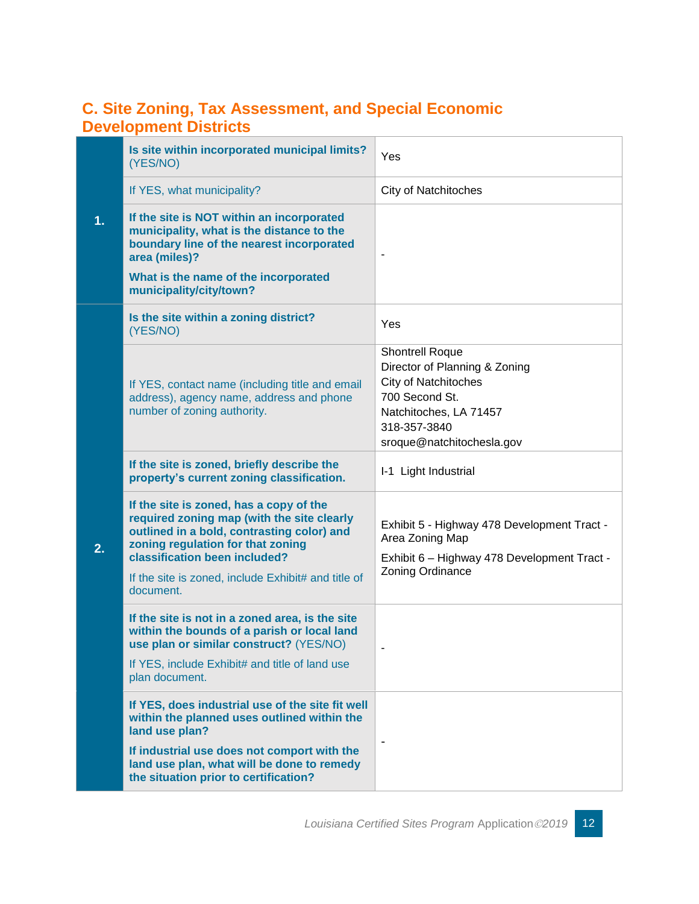## C. Site Zoning, Tax Assessment, and Special Economic Development Districts

| | | |
|---|---|---|
| 1. | **Is site within incorporated municipal limits?** (YES/NO) | Yes |
| | If YES, what municipality? | City of Natchitoches |
| | **If the site is NOT within an incorporated municipality, what is the distance to the boundary line of the nearest incorporated area (miles)?**<br>**What is the name of the incorporated municipality/city/town?** | - |
| 2. | **Is the site within a zoning district?** (YES/NO) | Yes |
| | If YES, contact name (including title and email address), agency name, address and phone number of zoning authority. | Shontrell Roque<br>Director of Planning & Zoning<br>City of Natchitoches<br>700 Second St.<br>Natchitoches, LA 71457<br>318-357-3840<br>sroque@natchitochesla.gov |
| | **If the site is zoned, briefly describe the property's current zoning classification.** | I-1 Light Industrial |
| | **If the site is zoned, has a copy of the required zoning map (with the site clearly outlined in a bold, contrasting color) and zoning regulation for that zoning classification been included?**<br>If the site is zoned, include Exhibit# and title of document. | Exhibit 5 - Highway 478 Development Tract - Area Zoning Map<br>Exhibit 6 – Highway 478 Development Tract - Zoning Ordinance |
| | **If the site is not in a zoned area, is the site within the bounds of a parish or local land use plan or similar construct?** (YES/NO)<br>If YES, include Exhibit# and title of land use plan document. | - |
| | **If YES, does industrial use of the site fit well within the planned uses outlined within the land use plan?**<br>**If industrial use does not comport with the land use plan, what will be done to remedy the situation prior to certification?** | - |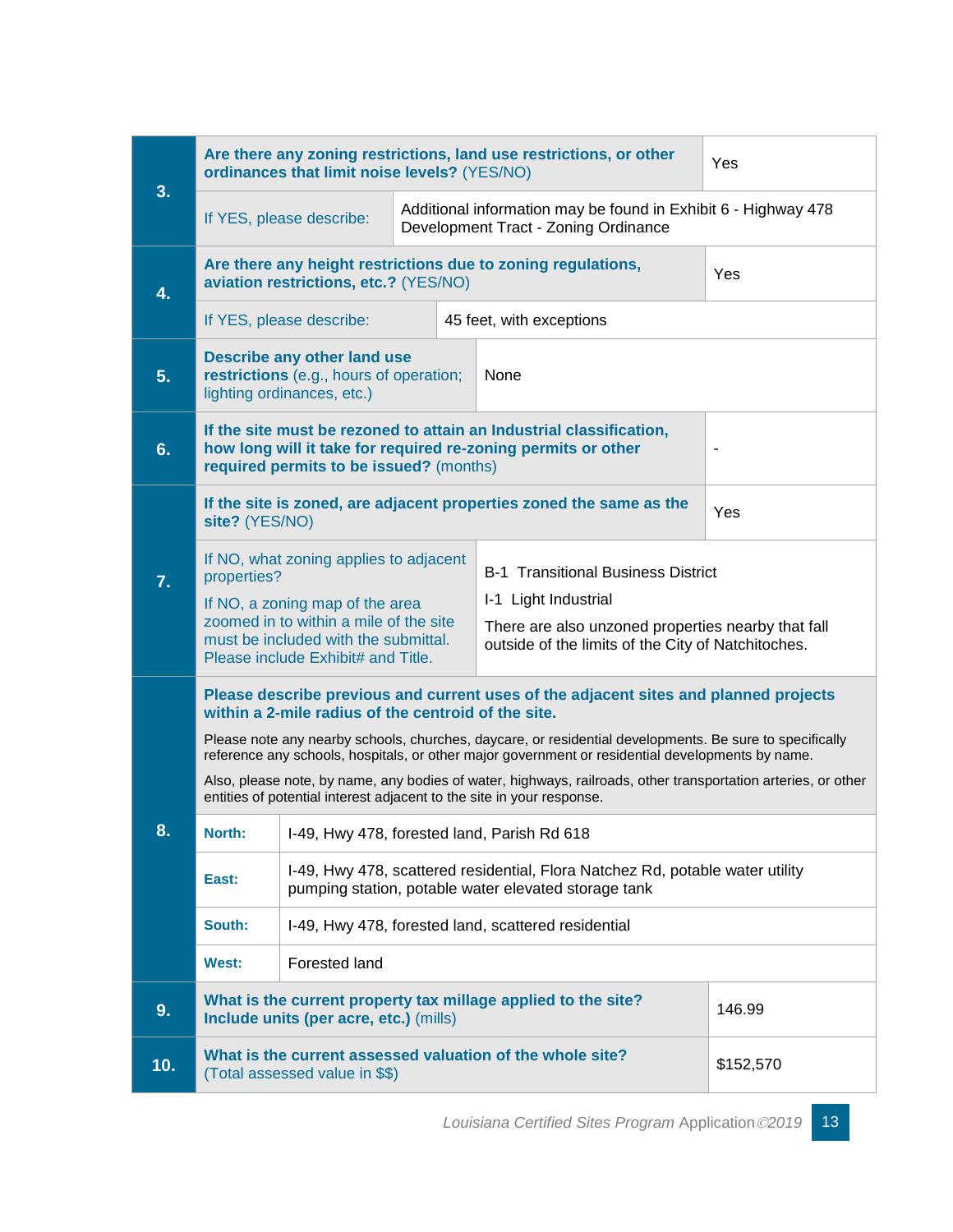| | | | |
|---|---|---|---|
| **3.** | **Are there any zoning restrictions, land use restrictions, or other ordinances that limit noise levels?** (YES/NO) | | Yes |
| | If YES, please describe: | Additional information may be found in Exhibit 6 - Highway 478 Development Tract - Zoning Ordinance | |
| **4.** | **Are there any height restrictions due to zoning regulations, aviation restrictions, etc.?** (YES/NO) | | Yes |
| | If YES, please describe: | 45 feet, with exceptions | |
| **5.** | **Describe any other land use restrictions** (e.g., hours of operation; lighting ordinances, etc.) | None | |
| **6.** | **If the site must be rezoned to attain an Industrial classification, how long will it take for required re-zoning permits or other required permits to be issued?** (months) | | - |
| **7.** | **If the site is zoned, are adjacent properties zoned the same as the site?** (YES/NO) | | Yes |
| | If NO, what zoning applies to adjacent properties?<br><br>If NO, a zoning map of the area zoomed in to within a mile of the site must be included with the submittal. Please include Exhibit# and Title. | B-1 Transitional Business District<br><br>I-1 Light Industrial<br><br>There are also unzoned properties nearby that fall outside of the limits of the City of Natchitoches. | |

| | | |
|---|---|---|
| **8.** | **Please describe previous and current uses of the adjacent sites and planned projects within a 2-mile radius of the centroid of the site.**<br><br>Please note any nearby schools, churches, daycare, or residential developments. Be sure to specifically reference any schools, hospitals, or other major government or residential developments by name.<br><br>Also, please note, by name, any bodies of water, highways, railroads, other transportation arteries, or other entities of potential interest adjacent to the site in your response. | |
| | **North:** | I-49, Hwy 478, forested land, Parish Rd 618 |
| | **East:** | I-49, Hwy 478, scattered residential, Flora Natchez Rd, potable water utility pumping station, potable water elevated storage tank |
| | **South:** | I-49, Hwy 478, forested land, scattered residential |
| | **West:** | Forested land |

| | | |
|---|---|---|
| **9.** | **What is the current property tax millage applied to the site? Include units (per acre, etc.)** (mills) | 146.99 |
| **10.** | **What is the current assessed valuation of the whole site?** (Total assessed value in $$) | $152,570 |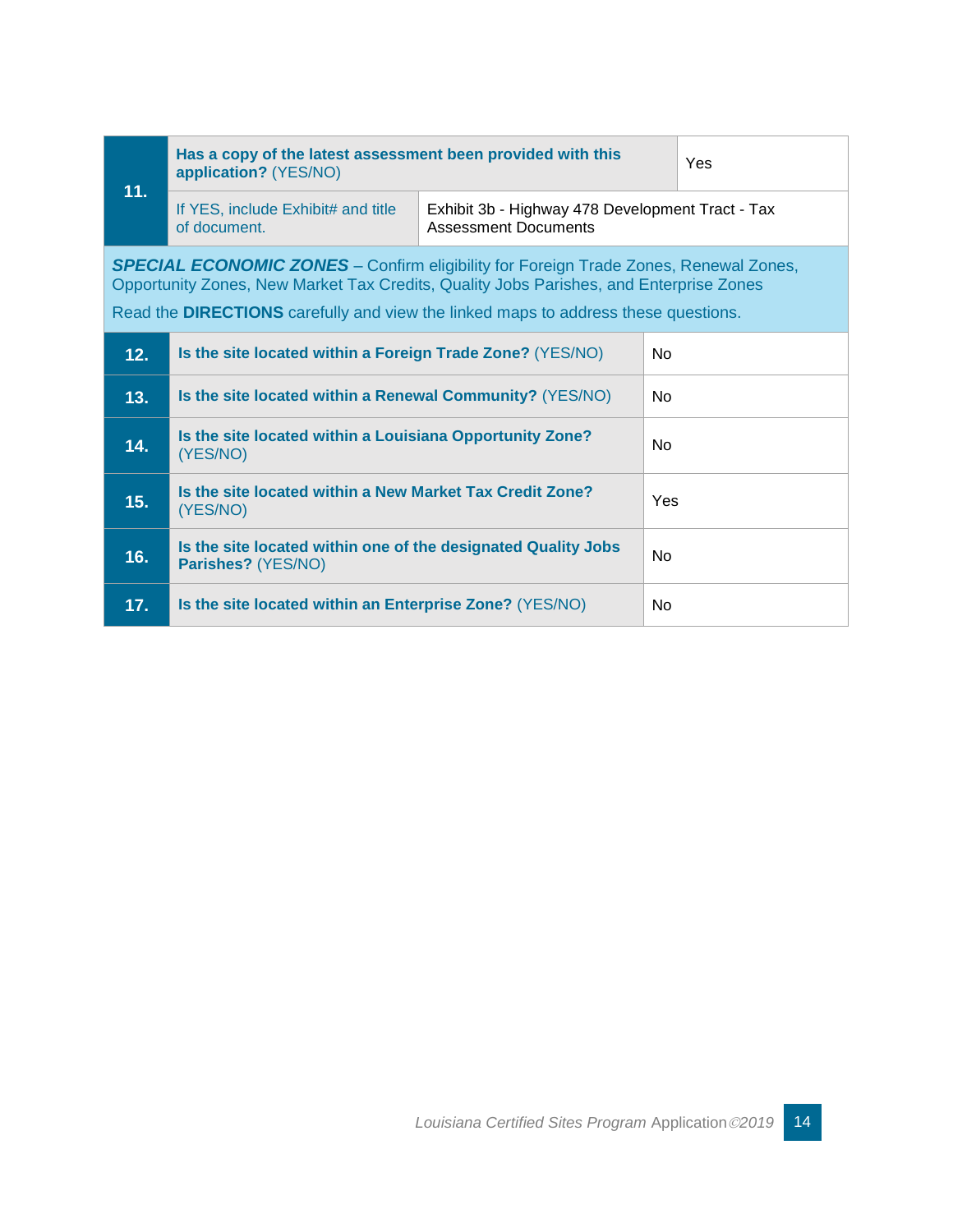| | | |
|---|---|---|
| **11.** | **Has a copy of the latest assessment been provided with this application?** (YES/NO) | Yes |
| | If YES, include Exhibit# and title of document. | Exhibit 3b - Highway 478 Development Tract - Tax Assessment Documents |

***SPECIAL ECONOMIC ZONES*** – Confirm eligibility for Foreign Trade Zones, Renewal Zones, Opportunity Zones, New Market Tax Credits, Quality Jobs Parishes, and Enterprise Zones

Read the **DIRECTIONS** carefully and view the linked maps to address these questions.

| | | |
|---|---|---|
| **12.** | **Is the site located within a Foreign Trade Zone?** (YES/NO) | No |
| **13.** | **Is the site located within a Renewal Community?** (YES/NO) | No |
| **14.** | **Is the site located within a Louisiana Opportunity Zone?** (YES/NO) | No |
| **15.** | **Is the site located within a New Market Tax Credit Zone?** (YES/NO) | Yes |
| **16.** | **Is the site located within one of the designated Quality Jobs Parishes?** (YES/NO) | No |
| **17.** | **Is the site located within an Enterprise Zone?** (YES/NO) | No |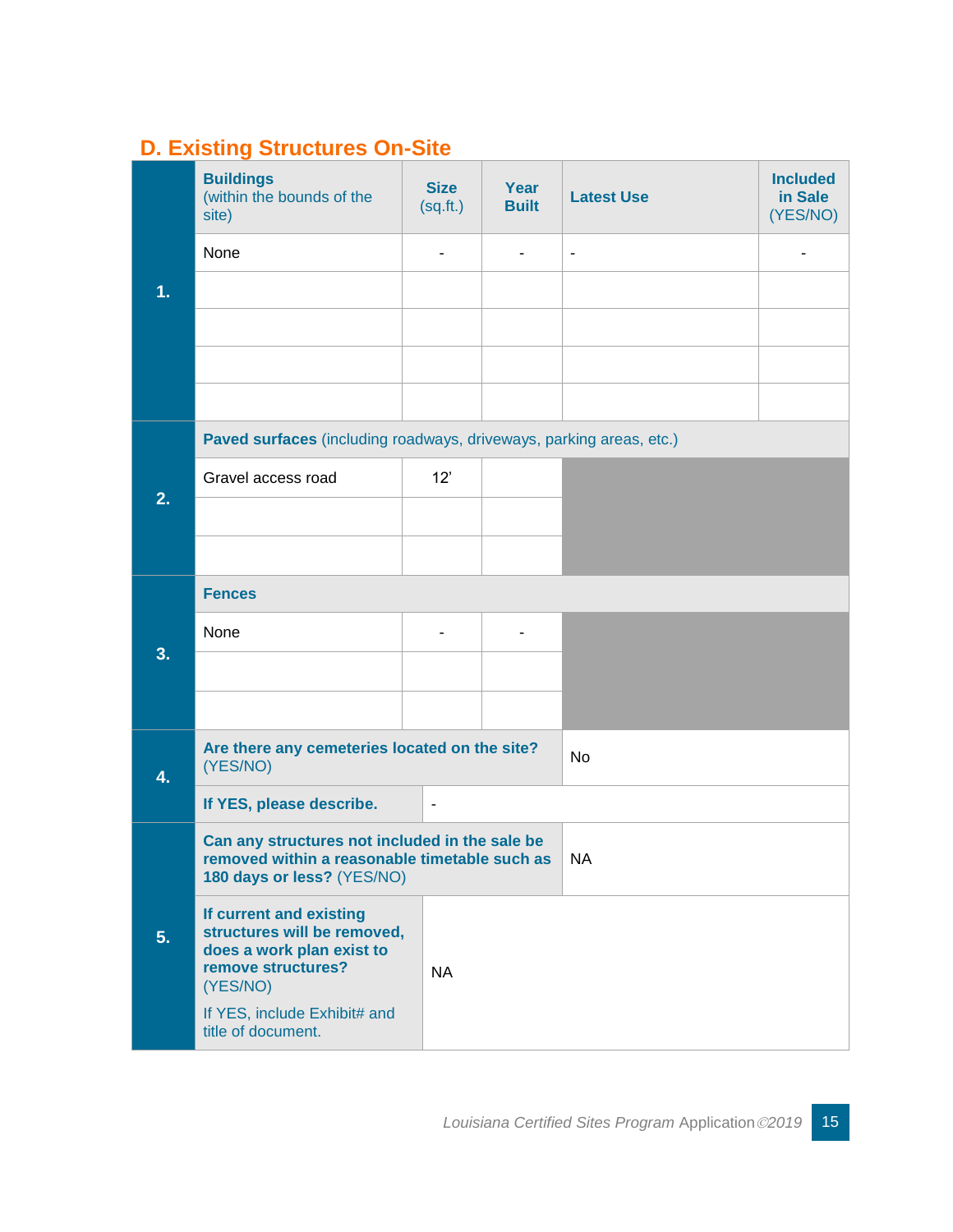## D. Existing Structures On-Site

| | **Buildings** (within the bounds of the site) | **Size** (sq.ft.) | **Year Built** | **Latest Use** | **Included in Sale** (YES/NO) |
|---|---|---|---|---|---|
| **1.** | None | - | - | - | - |
| | | | | | |
| | | | | | |
| | | | | | |
| | | | | | |
| **2.** | **Paved surfaces** (including roadways, driveways, parking areas, etc.) | | | | |
| | Gravel access road | 12' | | | |
| | | | | | |
| | | | | | |
| **3.** | **Fences** | | | | |
| | None | - | - | | |
| | | | | | |
| | | | | | |
| **4.** | **Are there any cemeteries located on the site?** (YES/NO) | | | No | |
| | **If YES, please describe.** | - | | | |
| **5.** | **Can any structures not included in the sale be removed within a reasonable timetable such as 180 days or less?** (YES/NO) | | | NA | |
| | **If current and existing structures will be removed, does a work plan exist to remove structures?** (YES/NO) If YES, include Exhibit# and title of document. | NA | | | |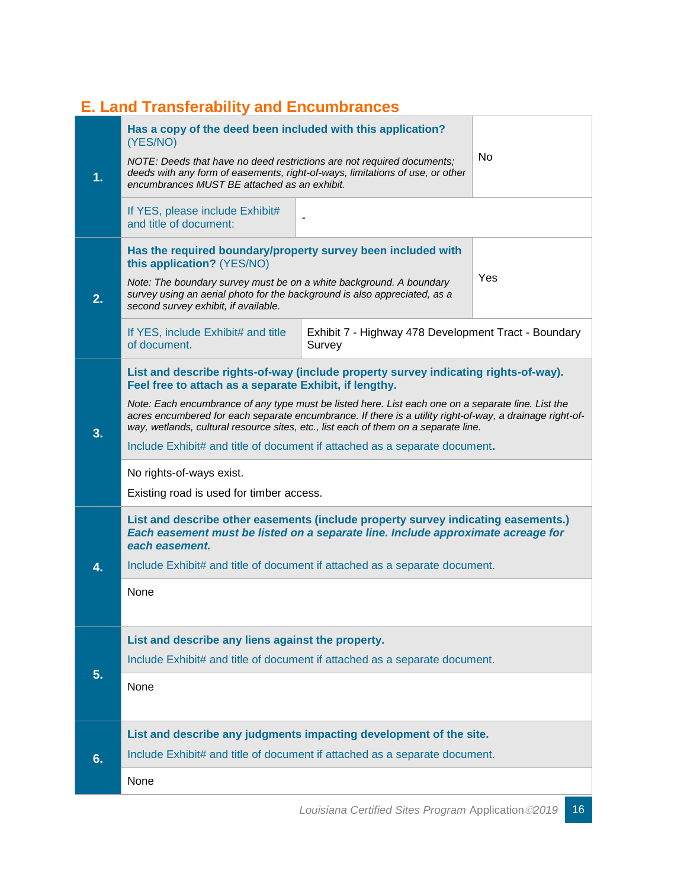## E. Land Transferability and Encumbrances

| # | Question | Response |
|---|---|---|
| **1.** | **Has a copy of the deed been included with this application?** (YES/NO)<br>*NOTE: Deeds that have no deed restrictions are not required documents; deeds with any form of easements, right-of-ways, limitations of use, or other encumbrances MUST BE attached as an exhibit.* | No |
| | If YES, please include Exhibit# and title of document: | - |
| **2.** | **Has the required boundary/property survey been included with this application?** (YES/NO)<br>*Note: The boundary survey must be on a white background. A boundary survey using an aerial photo for the background is also appreciated, as a second survey exhibit, if available.* | Yes |
| | If YES, include Exhibit# and title of document. | Exhibit 7 - Highway 478 Development Tract - Boundary Survey |
| **3.** | **List and describe rights-of-way (include property survey indicating rights-of-way). Feel free to attach as a separate Exhibit, if lengthy.**<br>*Note: Each encumbrance of any type must be listed here. List each one on a separate line. List the acres encumbered for each separate encumbrance. If there is a utility right-of-way, a drainage right-of-way, wetlands, cultural resource sites, etc., list each of them on a separate line.*<br>Include Exhibit# and title of document if attached as a separate document. | |
| | No rights-of-ways exist.<br>Existing road is used for timber access. | |
| **4.** | **List and describe other easements (include property survey indicating easements.)** ***Each easement must be listed on a separate line. Include approximate acreage for each easement.***<br>Include Exhibit# and title of document if attached as a separate document. | |
| | None | |
| **5.** | **List and describe any liens against the property.**<br>Include Exhibit# and title of document if attached as a separate document. | |
| | None | |
| **6.** | **List and describe any judgments impacting development of the site.**<br>Include Exhibit# and title of document if attached as a separate document. | |
| | None | |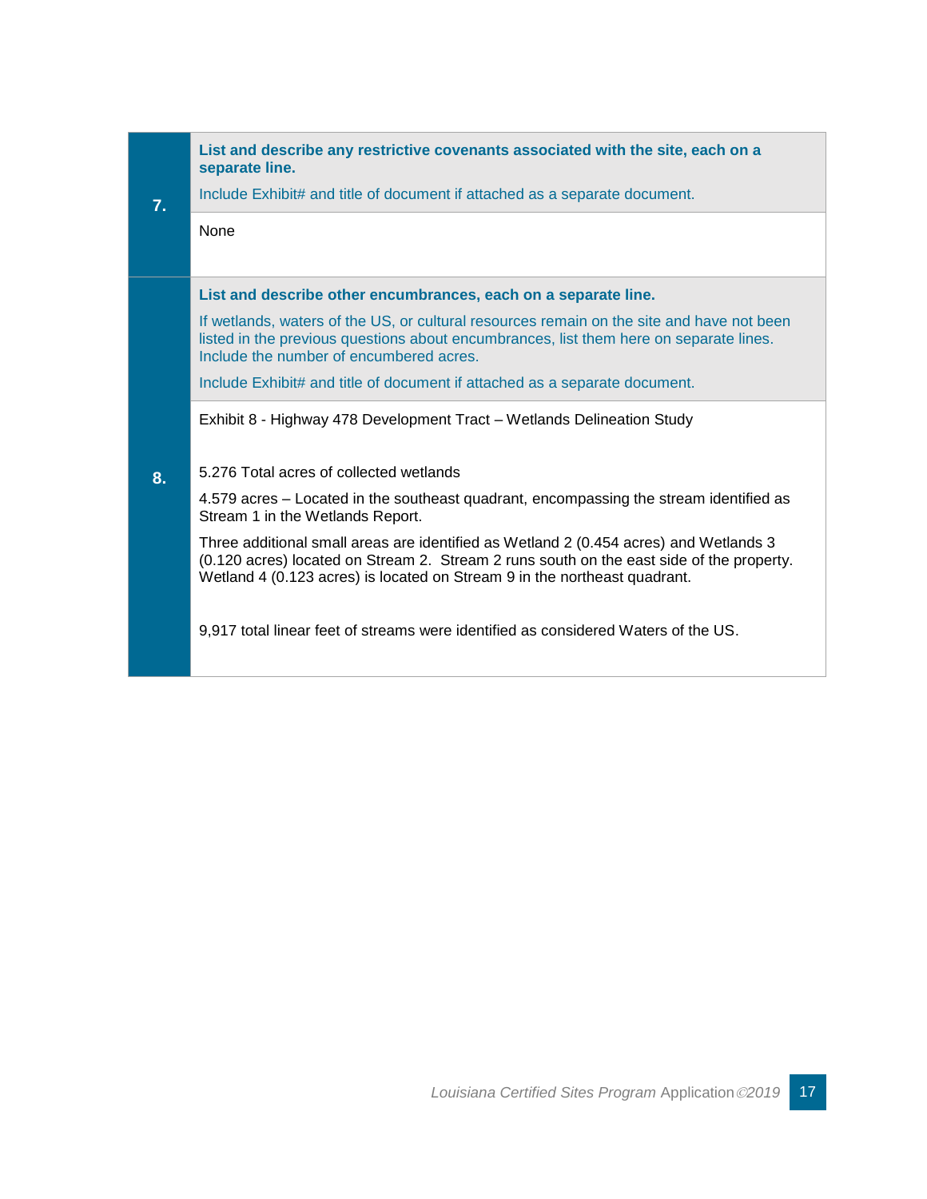| | |
|---|---|
| **7.** | **List and describe any restrictive covenants associated with the site, each on a separate line.**<br><br>Include Exhibit# and title of document if attached as a separate document. |
| | None |
| **8.** | **List and describe other encumbrances, each on a separate line.**<br><br>If wetlands, waters of the US, or cultural resources remain on the site and have not been listed in the previous questions about encumbrances, list them here on separate lines. Include the number of encumbered acres.<br><br>Include Exhibit# and title of document if attached as a separate document. |
| | Exhibit 8 - Highway 478 Development Tract – Wetlands Delineation Study<br><br>5.276 Total acres of collected wetlands<br><br>4.579 acres – Located in the southeast quadrant, encompassing the stream identified as Stream 1 in the Wetlands Report.<br><br>Three additional small areas are identified as Wetland 2 (0.454 acres) and Wetlands 3 (0.120 acres) located on Stream 2. Stream 2 runs south on the east side of the property. Wetland 4 (0.123 acres) is located on Stream 9 in the northeast quadrant.<br><br>9,917 total linear feet of streams were identified as considered Waters of the US. |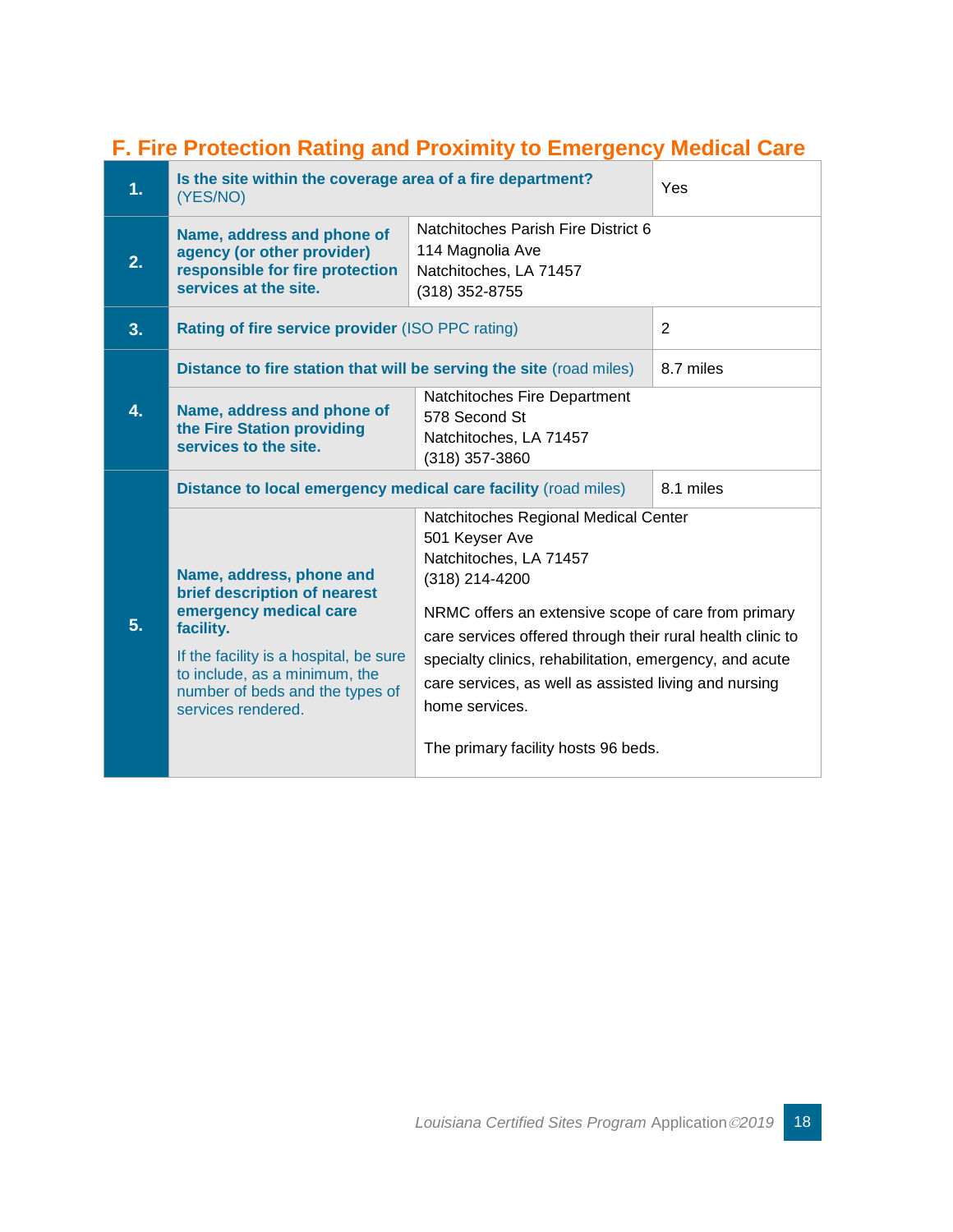## F. Fire Protection Rating and Proximity to Emergency Medical Care

| | | |
|---|---|---|
| **1.** | **Is the site within the coverage area of a fire department?** (YES/NO) | Yes |
| **2.** | **Name, address and phone of agency (or other provider) responsible for fire protection services at the site.** | Natchitoches Parish Fire District 6<br>114 Magnolia Ave<br>Natchitoches, LA 71457<br>(318) 352-8755 |
| **3.** | **Rating of fire service provider** (ISO PPC rating) | 2 |
| **4.** | **Distance to fire station that will be serving the site** (road miles) | 8.7 miles |
| | **Name, address and phone of the Fire Station providing services to the site.** | Natchitoches Fire Department<br>578 Second St<br>Natchitoches, LA 71457<br>(318) 357-3860 |
| **5.** | **Distance to local emergency medical care facility** (road miles) | 8.1 miles |
| | **Name, address, phone and brief description of nearest emergency medical care facility.**<br><br>If the facility is a hospital, be sure to include, as a minimum, the number of beds and the types of services rendered. | Natchitoches Regional Medical Center<br>501 Keyser Ave<br>Natchitoches, LA 71457<br>(318) 214-4200<br><br>NRMC offers an extensive scope of care from primary care services offered through their rural health clinic to specialty clinics, rehabilitation, emergency, and acute care services, as well as assisted living and nursing home services.<br><br>The primary facility hosts 96 beds. |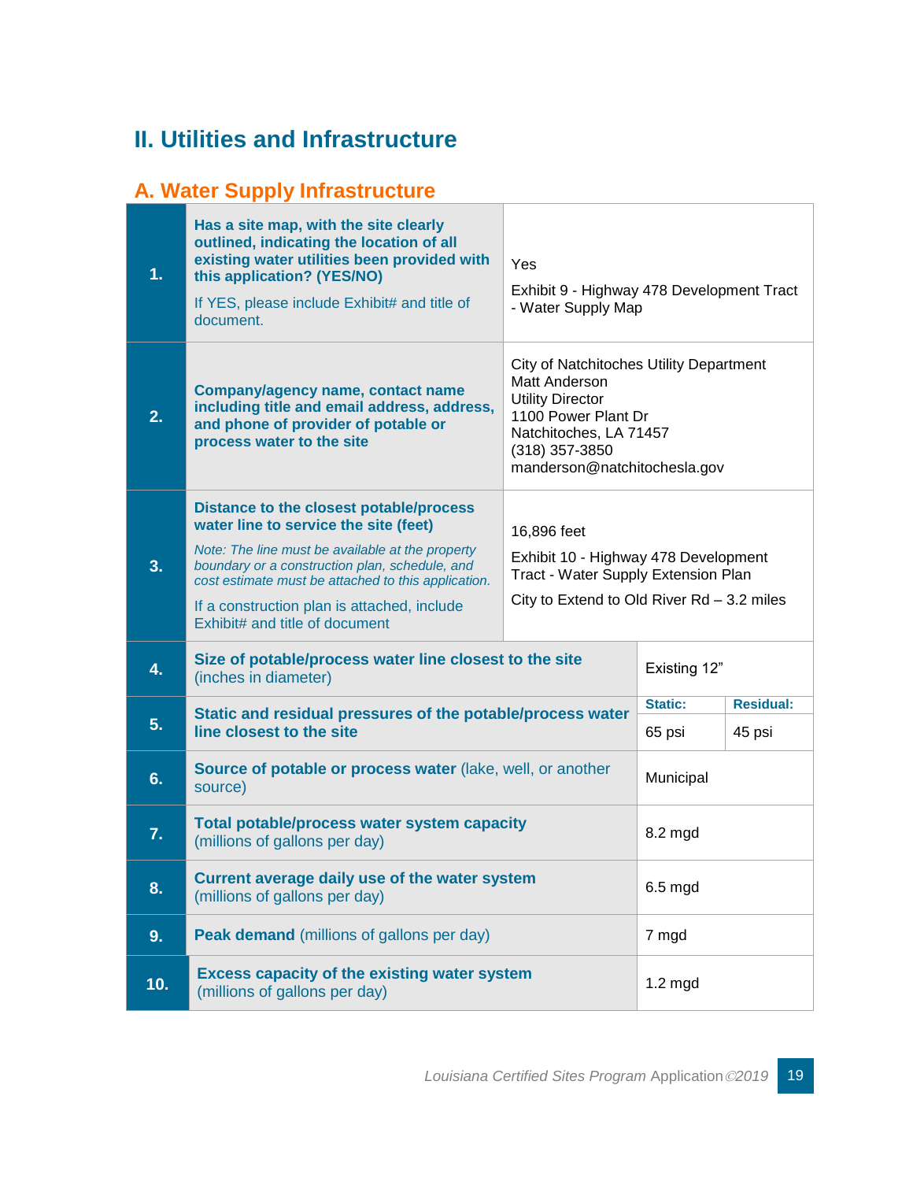## II. Utilities and Infrastructure

### A. Water Supply Infrastructure

| # | Question | Response | |
|---|---|---|---|
| 1. | **Has a site map, with the site clearly outlined, indicating the location of all existing water utilities been provided with this application? (YES/NO)**<br><br>If YES, please include Exhibit# and title of document. | Yes<br><br>Exhibit 9 - Highway 478 Development Tract - Water Supply Map | |
| 2. | **Company/agency name, contact name including title and email address, address, and phone of provider of potable or process water to the site** | City of Natchitoches Utility Department<br>Matt Anderson<br>Utility Director<br>1100 Power Plant Dr<br>Natchitoches, LA 71457<br>(318) 357-3850<br>manderson@natchitochesla.gov | |
| 3. | **Distance to the closest potable/process water line to service the site (feet)**<br><br>*Note: The line must be available at the property boundary or a construction plan, schedule, and cost estimate must be attached to this application.*<br><br>If a construction plan is attached, include Exhibit# and title of document | 16,896 feet<br><br>Exhibit 10 - Highway 478 Development Tract - Water Supply Extension Plan<br><br>City to Extend to Old River Rd – 3.2 miles | |
| 4. | **Size of potable/process water line closest to the site** (inches in diameter) | Existing 12” | |
| 5. | **Static and residual pressures of the potable/process water line closest to the site** | **Static:**<br>65 psi | **Residual:**<br>45 psi |
| 6. | **Source of potable or process water** (lake, well, or another source) | Municipal | |
| 7. | **Total potable/process water system capacity** (millions of gallons per day) | 8.2 mgd | |
| 8. | **Current average daily use of the water system** (millions of gallons per day) | 6.5 mgd | |
| 9. | **Peak demand** (millions of gallons per day) | 7 mgd | |
| 10. | **Excess capacity of the existing water system** (millions of gallons per day) | 1.2 mgd | |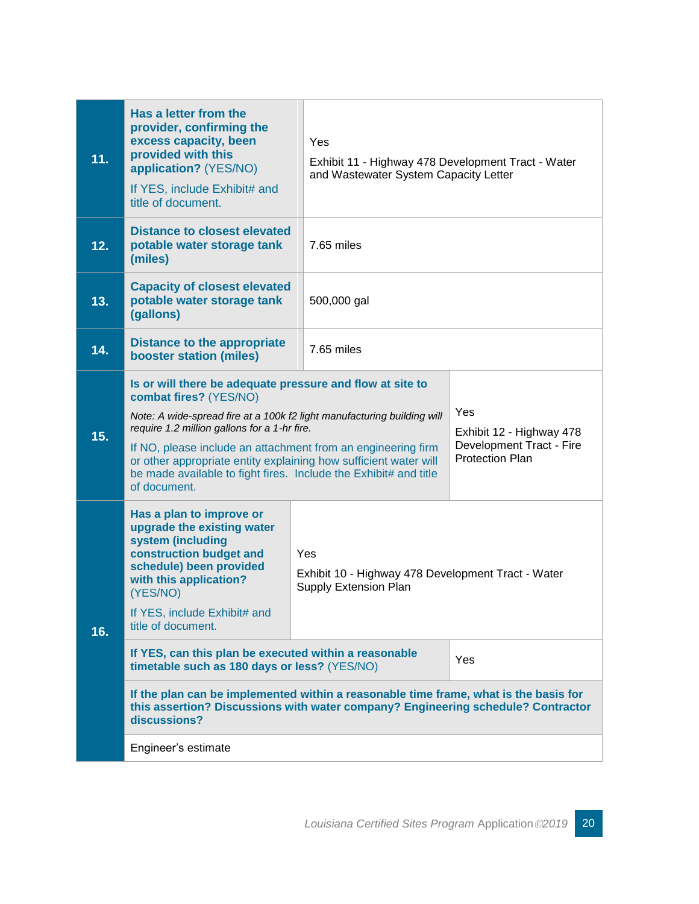| No. | Question | Response |
|---|---|---|
| 11. | **Has a letter from the provider, confirming the excess capacity, been provided with this application?** (YES/NO)<br>If YES, include Exhibit# and title of document. | Yes<br>Exhibit 11 - Highway 478 Development Tract - Water and Wastewater System Capacity Letter |
| 12. | **Distance to closest elevated potable water storage tank (miles)** | 7.65 miles |
| 13. | **Capacity of closest elevated potable water storage tank (gallons)** | 500,000 gal |
| 14. | **Distance to the appropriate booster station (miles)** | 7.65 miles |
| 15. | **Is or will there be adequate pressure and flow at site to combat fires?** (YES/NO)<br>*Note: A wide-spread fire at a 100k f2 light manufacturing building will require 1.2 million gallons for a 1-hr fire.*<br>If NO, please include an attachment from an engineering firm or other appropriate entity explaining how sufficient water will be made available to fight fires. Include the Exhibit# and title of document. | Yes<br>Exhibit 12 - Highway 478 Development Tract - Fire Protection Plan |
| 16. | **Has a plan to improve or upgrade the existing water system (including construction budget and schedule) been provided with this application?** (YES/NO)<br>If YES, include Exhibit# and title of document. | Yes<br>Exhibit 10 - Highway 478 Development Tract - Water Supply Extension Plan |
| | **If YES, can this plan be executed within a reasonable timetable such as 180 days or less?** (YES/NO) | Yes |
| | **If the plan can be implemented within a reasonable time frame, what is the basis for this assertion? Discussions with water company? Engineering schedule? Contractor discussions?** | Engineer's estimate |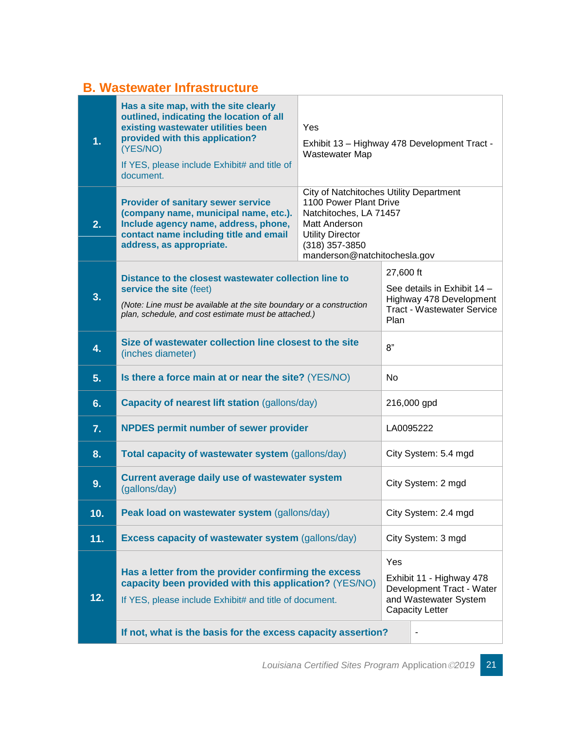## B. Wastewater Infrastructure

| # | Question | Response |
|---|---|---|
| 1. | **Has a site map, with the site clearly outlined, indicating the location of all existing wastewater utilities been provided with this application?** (YES/NO)<br>If YES, please include Exhibit# and title of document. | Yes<br>Exhibit 13 – Highway 478 Development Tract - Wastewater Map |
| 2. | **Provider of sanitary sewer service (company name, municipal name, etc.). Include agency name, address, phone, contact name including title and email address, as appropriate.** | City of Natchitoches Utility Department<br>1100 Power Plant Drive<br>Natchitoches, LA 71457<br>Matt Anderson<br>Utility Director<br>(318) 357-3850<br>manderson@natchitochesla.gov |
| 3. | **Distance to the closest wastewater collection line to service the site** (feet)<br>*(Note: Line must be available at the site boundary or a construction plan, schedule, and cost estimate must be attached.)* | 27,600 ft<br>See details in Exhibit 14 – Highway 478 Development Tract - Wastewater Service Plan |
| 4. | **Size of wastewater collection line closest to the site** (inches diameter) | 8" |
| 5. | **Is there a force main at or near the site?** (YES/NO) | No |
| 6. | **Capacity of nearest lift station** (gallons/day) | 216,000 gpd |
| 7. | **NPDES permit number of sewer provider** | LA0095222 |
| 8. | **Total capacity of wastewater system** (gallons/day) | City System: 5.4 mgd |
| 9. | **Current average daily use of wastewater system** (gallons/day) | City System: 2 mgd |
| 10. | **Peak load on wastewater system** (gallons/day) | City System: 2.4 mgd |
| 11. | **Excess capacity of wastewater system** (gallons/day) | City System: 3 mgd |
| 12. | **Has a letter from the provider confirming the excess capacity been provided with this application?** (YES/NO)<br>If YES, please include Exhibit# and title of document. | Yes<br>Exhibit 11 - Highway 478 Development Tract - Water and Wastewater System Capacity Letter |
| | **If not, what is the basis for the excess capacity assertion?** | - |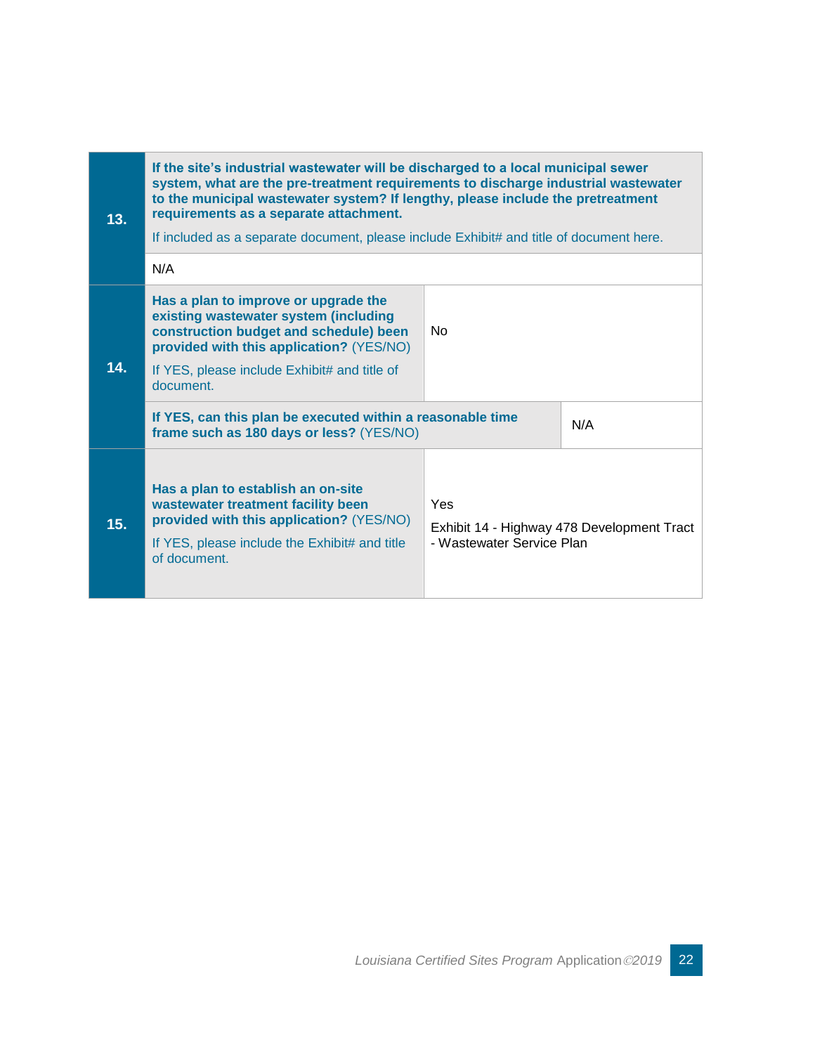| | | |
|---|---|---|
| **13.** | **If the site's industrial wastewater will be discharged to a local municipal sewer system, what are the pre-treatment requirements to discharge industrial wastewater to the municipal wastewater system? If lengthy, please include the pretreatment requirements as a separate attachment.** If included as a separate document, please include Exhibit# and title of document here. | |
| | N/A | |
| **14.** | **Has a plan to improve or upgrade the existing wastewater system (including construction budget and schedule) been provided with this application?** (YES/NO) If YES, please include Exhibit# and title of document. | No |
| | **If YES, can this plan be executed within a reasonable time frame such as 180 days or less?** (YES/NO) | N/A |
| **15.** | **Has a plan to establish an on-site wastewater treatment facility been provided with this application?** (YES/NO) If YES, please include the Exhibit# and title of document. | Yes<br>Exhibit 14 - Highway 478 Development Tract - Wastewater Service Plan |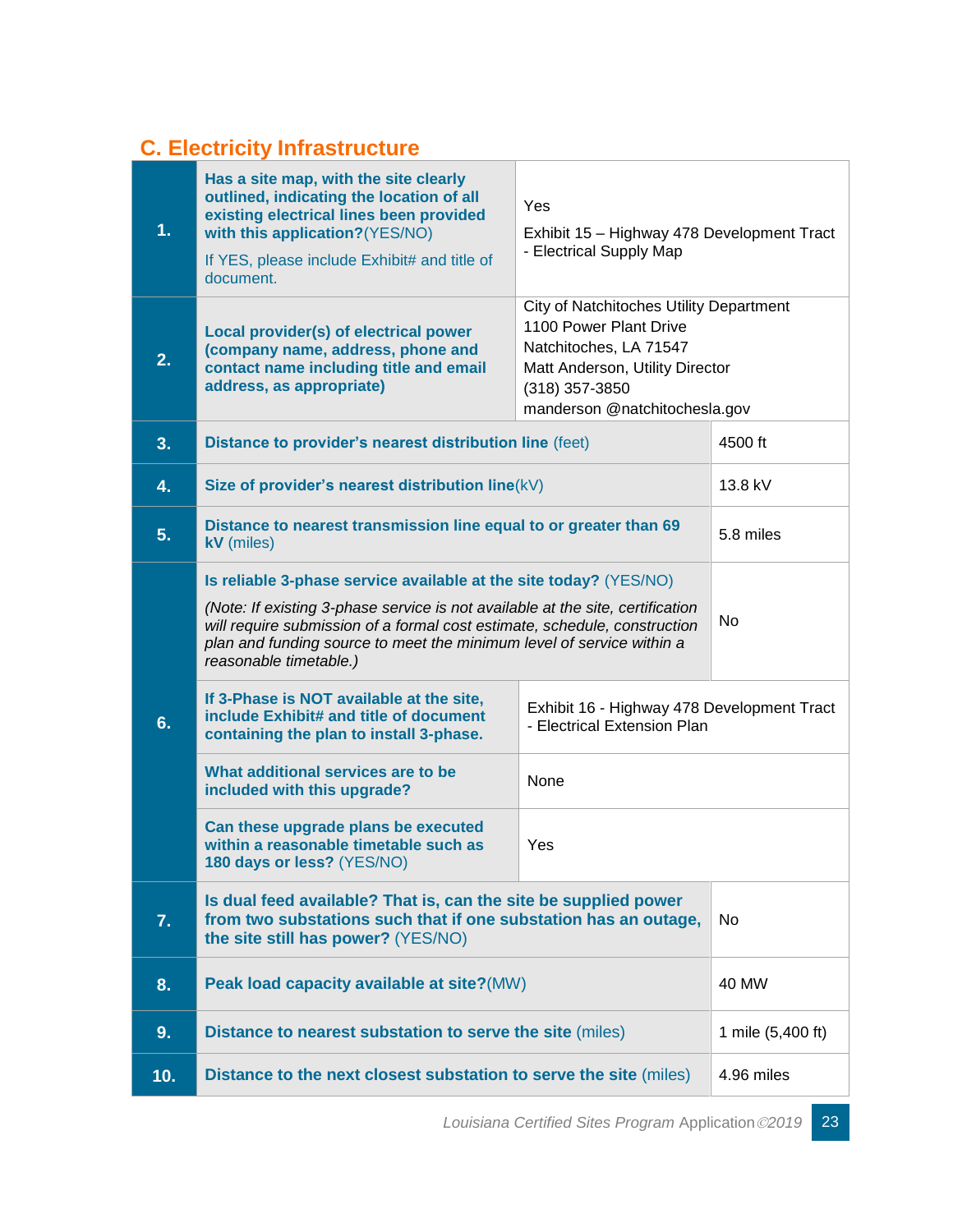## C. Electricity Infrastructure

| # | Question | Response |
|---|---|---|
| 1. | **Has a site map, with the site clearly outlined, indicating the location of all existing electrical lines been provided with this application?**(YES/NO)<br><br>If YES, please include Exhibit# and title of document. | Yes<br><br>Exhibit 15 – Highway 478 Development Tract - Electrical Supply Map |
| 2. | **Local provider(s) of electrical power (company name, address, phone and contact name including title and email address, as appropriate)** | City of Natchitoches Utility Department<br>1100 Power Plant Drive<br>Natchitoches, LA 71547<br>Matt Anderson, Utility Director<br>(318) 357-3850<br>manderson @natchitochesla.gov |
| 3. | **Distance to provider's nearest distribution line** (feet) | 4500 ft |
| 4. | **Size of provider's nearest distribution line**(kV) | 13.8 kV |
| 5. | **Distance to nearest transmission line equal to or greater than 69 kV** (miles) | 5.8 miles |
| 6. | **Is reliable 3-phase service available at the site today?** (YES/NO)<br><br>*(Note: If existing 3-phase service is not available at the site, certification will require submission of a formal cost estimate, schedule, construction plan and funding source to meet the minimum level of service within a reasonable timetable.)* | No |
| | **If 3-Phase is NOT available at the site, include Exhibit# and title of document containing the plan to install 3-phase.** | Exhibit 16 - Highway 478 Development Tract - Electrical Extension Plan |
| | **What additional services are to be included with this upgrade?** | None |
| | **Can these upgrade plans be executed within a reasonable timetable such as 180 days or less?** (YES/NO) | Yes |
| 7. | **Is dual feed available? That is, can the site be supplied power from two substations such that if one substation has an outage, the site still has power?** (YES/NO) | No |
| 8. | **Peak load capacity available at site?**(MW) | 40 MW |
| 9. | **Distance to nearest substation to serve the site** (miles) | 1 mile (5,400 ft) |
| 10. | **Distance to the next closest substation to serve the site** (miles) | 4.96 miles |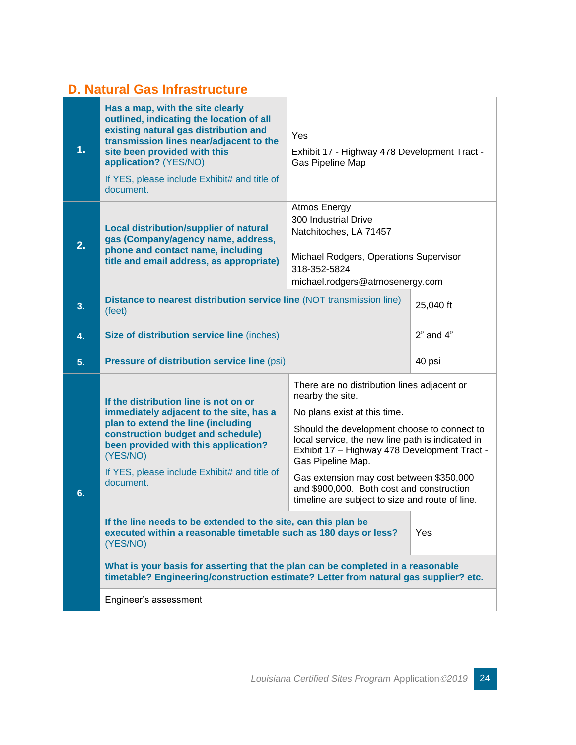## D. Natural Gas Infrastructure

| | | |
|---|---|---|
| **1.** | **Has a map, with the site clearly outlined, indicating the location of all existing natural gas distribution and transmission lines near/adjacent to the site been provided with this application?** (YES/NO)<br><br>If YES, please include Exhibit# and title of document. | Yes<br><br>Exhibit 17 - Highway 478 Development Tract - Gas Pipeline Map |
| **2.** | **Local distribution/supplier of natural gas (Company/agency name, address, phone and contact name, including title and email address, as appropriate)** | Atmos Energy<br>300 Industrial Drive<br>Natchitoches, LA 71457<br><br>Michael Rodgers, Operations Supervisor<br>318-352-5824<br>michael.rodgers@atmosenergy.com |
| **3.** | **Distance to nearest distribution service line** (NOT transmission line) (feet) | 25,040 ft |
| **4.** | **Size of distribution service line** (inches) | 2" and 4" |
| **5.** | **Pressure of distribution service line** (psi) | 40 psi |
| **6.** | **If the distribution line is not on or immediately adjacent to the site, has a plan to extend the line (including construction budget and schedule) been provided with this application?** (YES/NO)<br><br>If YES, please include Exhibit# and title of document. | There are no distribution lines adjacent or nearby the site.<br><br>No plans exist at this time.<br><br>Should the development choose to connect to local service, the new line path is indicated in Exhibit 17 – Highway 478 Development Tract - Gas Pipeline Map.<br><br>Gas extension may cost between $350,000 and $900,000. Both cost and construction timeline are subject to size and route of line. |
| | **If the line needs to be extended to the site, can this plan be executed within a reasonable timetable such as 180 days or less?** (YES/NO) | Yes |
| | **What is your basis for asserting that the plan can be completed in a reasonable timetable? Engineering/construction estimate? Letter from natural gas supplier? etc.** | |
| | Engineer's assessment | |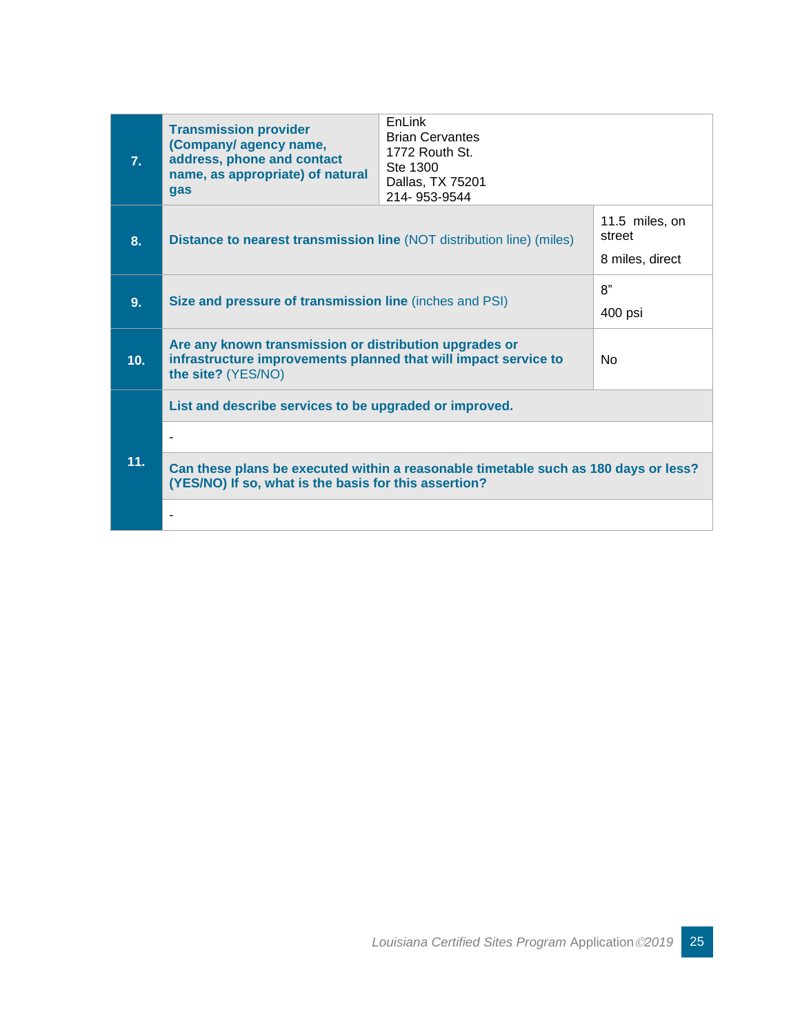| | | |
|---|---|---|
| **7.** | **Transmission provider (Company/ agency name, address, phone and contact name, as appropriate) of natural gas** | EnLink<br>Brian Cervantes<br>1772 Routh St.<br>Ste 1300<br>Dallas, TX 75201<br>214- 953-9544 |
| **8.** | **Distance to nearest transmission line** (NOT distribution line) (miles) | 11.5 miles, on street<br><br>8 miles, direct |
| **9.** | **Size and pressure of transmission line** (inches and PSI) | 8"<br><br>400 psi |
| **10.** | **Are any known transmission or distribution upgrades or infrastructure improvements planned that will impact service to the site?** (YES/NO) | No |
| **11.** | **List and describe services to be upgraded or improved.** | |
| | - | |
| | **Can these plans be executed within a reasonable timetable such as 180 days or less? (YES/NO) If so, what is the basis for this assertion?** | |
| | - | |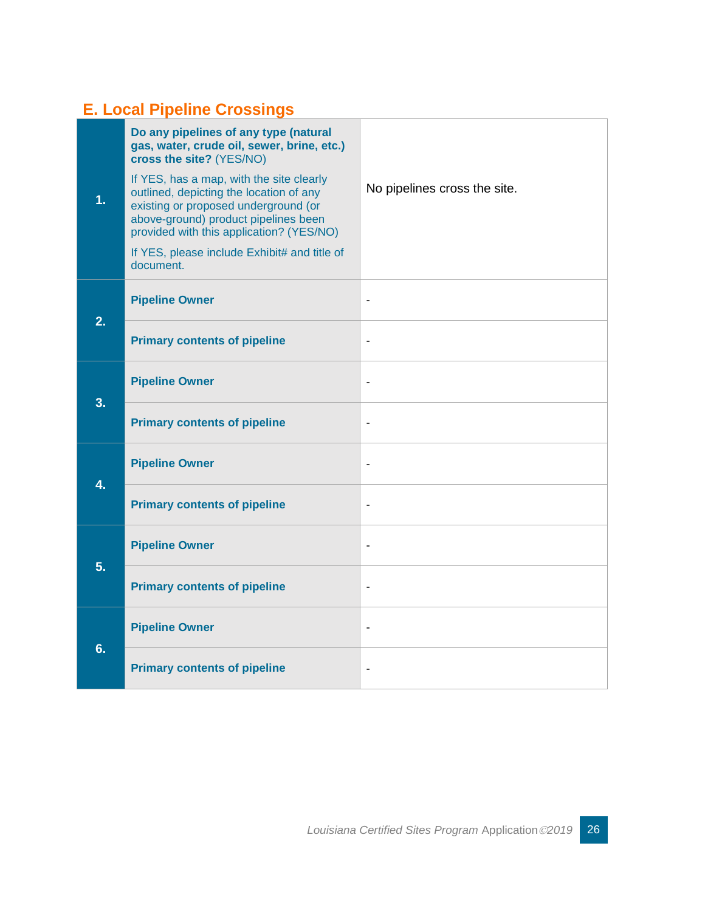## E. Local Pipeline Crossings

| | | |
|---|---|---|
| **1.** | **Do any pipelines of any type (natural gas, water, crude oil, sewer, brine, etc.) cross the site?** (YES/NO)<br><br>If YES, has a map, with the site clearly outlined, depicting the location of any existing or proposed underground (or above-ground) product pipelines been provided with this application? (YES/NO)<br><br>If YES, please include Exhibit# and title of document. | No pipelines cross the site. |
| **2.** | **Pipeline Owner** | - |
| | **Primary contents of pipeline** | - |
| **3.** | **Pipeline Owner** | - |
| | **Primary contents of pipeline** | - |
| **4.** | **Pipeline Owner** | - |
| | **Primary contents of pipeline** | - |
| **5.** | **Pipeline Owner** | - |
| | **Primary contents of pipeline** | - |
| **6.** | **Pipeline Owner** | - |
| | **Primary contents of pipeline** | - |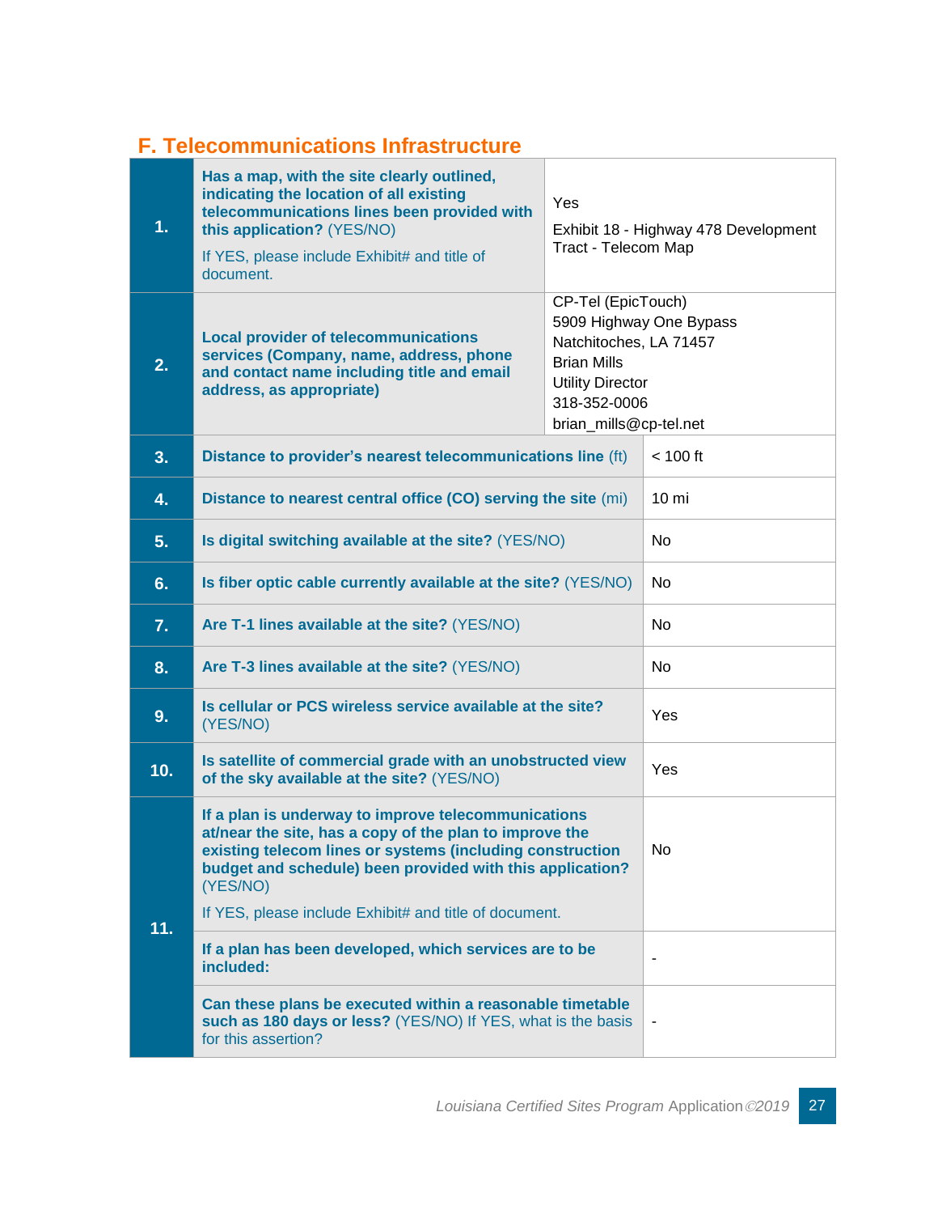## F. Telecommunications Infrastructure

| | | |
|---|---|---|
| **1.** | **Has a map, with the site clearly outlined, indicating the location of all existing telecommunications lines been provided with this application?** (YES/NO)<br><br>If YES, please include Exhibit# and title of document. | Yes<br><br>Exhibit 18 - Highway 478 Development Tract - Telecom Map |
| **2.** | **Local provider of telecommunications services (Company, name, address, phone and contact name including title and email address, as appropriate)** | CP-Tel (EpicTouch)<br>5909 Highway One Bypass<br>Natchitoches, LA 71457<br>Brian Mills<br>Utility Director<br>318-352-0006<br>brian_mills@cp-tel.net |
| **3.** | **Distance to provider's nearest telecommunications line** (ft) | < 100 ft |
| **4.** | **Distance to nearest central office (CO) serving the site** (mi) | 10 mi |
| **5.** | **Is digital switching available at the site?** (YES/NO) | No |
| **6.** | **Is fiber optic cable currently available at the site?** (YES/NO) | No |
| **7.** | **Are T-1 lines available at the site?** (YES/NO) | No |
| **8.** | **Are T-3 lines available at the site?** (YES/NO) | No |
| **9.** | **Is cellular or PCS wireless service available at the site?** (YES/NO) | Yes |
| **10.** | **Is satellite of commercial grade with an unobstructed view of the sky available at the site?** (YES/NO) | Yes |
| **11.** | **If a plan is underway to improve telecommunications at/near the site, has a copy of the plan to improve the existing telecom lines or systems (including construction budget and schedule) been provided with this application?** (YES/NO)<br><br>If YES, please include Exhibit# and title of document. | No |
| | **If a plan has been developed, which services are to be included:** | - |
| | **Can these plans be executed within a reasonable timetable such as 180 days or less?** (YES/NO) If YES, what is the basis for this assertion? | - |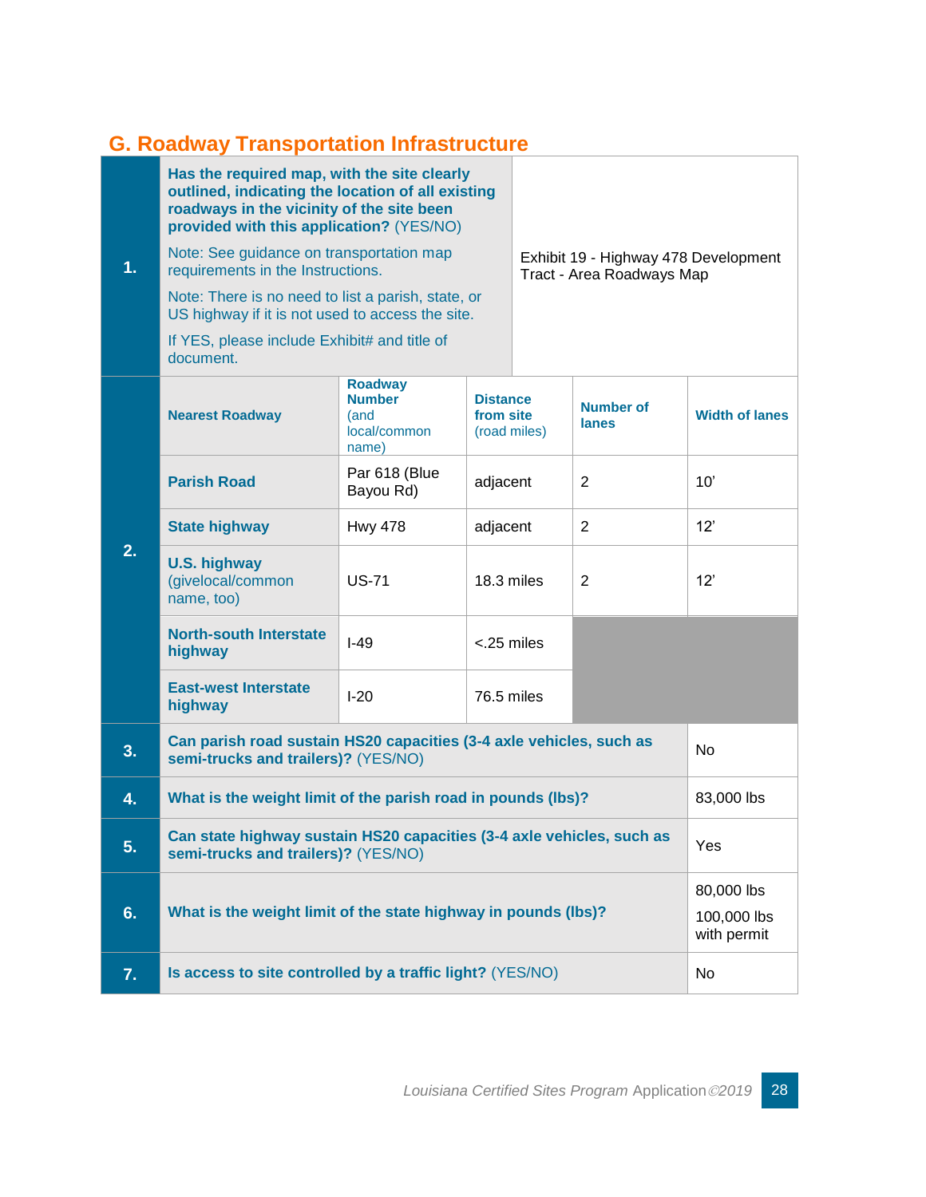## G. Roadway Transportation Infrastructure

| | | |
|---|---|---|
| **1.** | **Has the required map, with the site clearly outlined, indicating the location of all existing roadways in the vicinity of the site been provided with this application?** (YES/NO)<br><br>Note: See guidance on transportation map requirements in the Instructions.<br><br>Note: There is no need to list a parish, state, or US highway if it is not used to access the site.<br><br>If YES, please include Exhibit# and title of document. | Exhibit 19 - Highway 478 Development Tract - Area Roadways Map |

| | Nearest Roadway | Roadway Number (and local/common name) | Distance from site (road miles) | Number of lanes | Width of lanes |
|---|---|---|---|---|---|
| **2.** | **Parish Road** | Par 618 (Blue Bayou Rd) | adjacent | 2 | 10' |
| | **State highway** | Hwy 478 | adjacent | 2 | 12' |
| | **U.S. highway** (givelocal/common name, too) | US-71 | 18.3 miles | 2 | 12' |
| | **North-south Interstate highway** | I-49 | <.25 miles | | |
| | **East-west Interstate highway** | I-20 | 76.5 miles | | |

| | | |
|---|---|---|
| **3.** | **Can parish road sustain HS20 capacities (3-4 axle vehicles, such as semi-trucks and trailers)?** (YES/NO) | No |
| **4.** | **What is the weight limit of the parish road in pounds (lbs)?** | 83,000 lbs |
| **5.** | **Can state highway sustain HS20 capacities (3-4 axle vehicles, such as semi-trucks and trailers)?** (YES/NO) | Yes |
| **6.** | **What is the weight limit of the state highway in pounds (lbs)?** | 80,000 lbs<br>100,000 lbs with permit |
| **7.** | **Is access to site controlled by a traffic light?** (YES/NO) | No |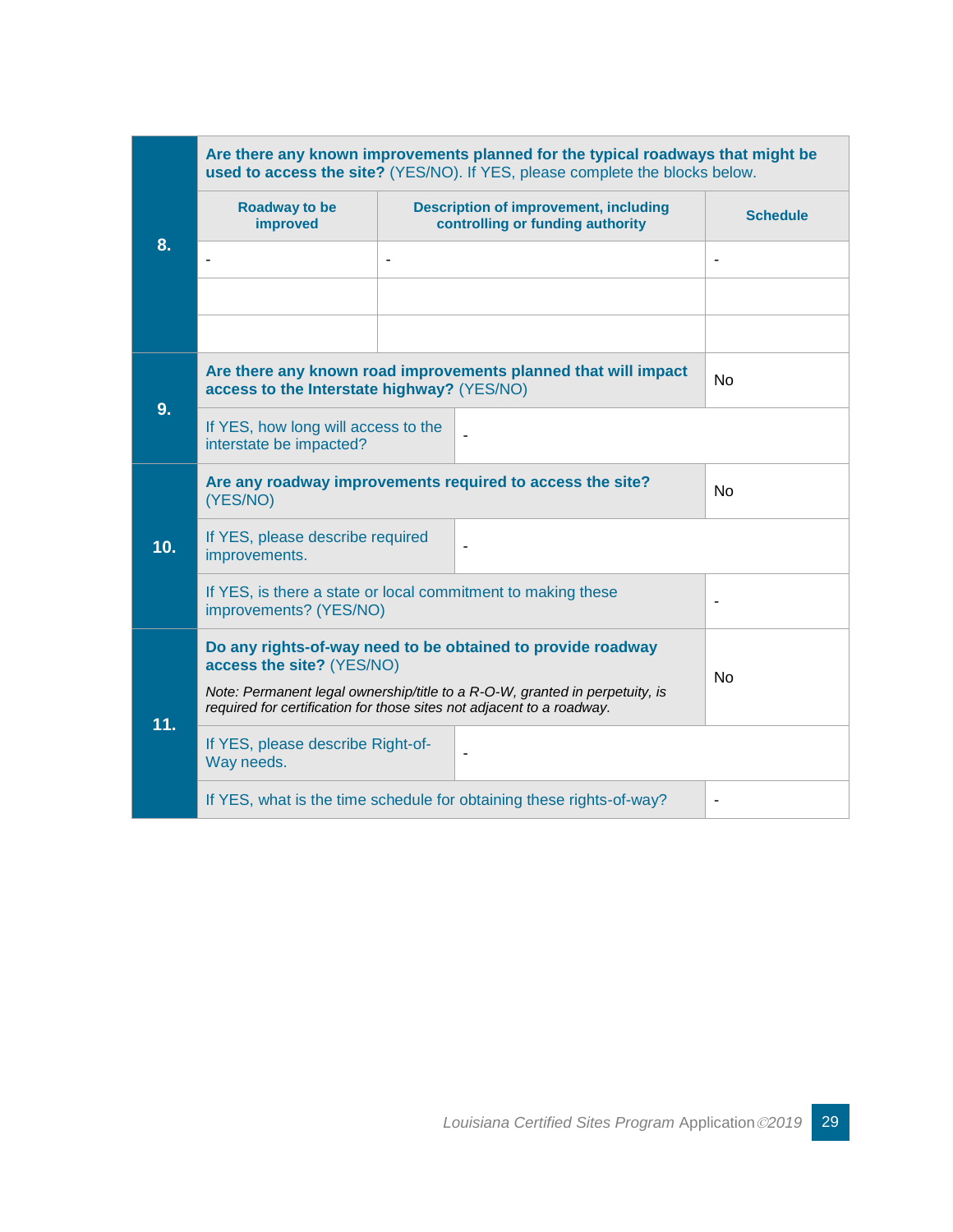| | | | |
|---|---|---|---|
| **8.** | **Are there any known improvements planned for the typical roadways that might be used to access the site?** (YES/NO). If YES, please complete the blocks below. | | |
| | **Roadway to be improved** | **Description of improvement, including controlling or funding authority** | **Schedule** |
| | - | - | - |
| | | | |
| | | | |
| **9.** | **Are there any known road improvements planned that will impact access to the Interstate highway?** (YES/NO) | | No |
| | If YES, how long will access to the interstate be impacted? | - | |
| **10.** | **Are any roadway improvements required to access the site?** (YES/NO) | | No |
| | If YES, please describe required improvements. | - | |
| | If YES, is there a state or local commitment to making these improvements? (YES/NO) | | - |
| **11.** | **Do any rights-of-way need to be obtained to provide roadway access the site?** (YES/NO) *Note: Permanent legal ownership/title to a R-O-W, granted in perpetuity, is required for certification for those sites not adjacent to a roadway.* | | No |
| | If YES, please describe Right-of-Way needs. | - | |
| | If YES, what is the time schedule for obtaining these rights-of-way? | | - |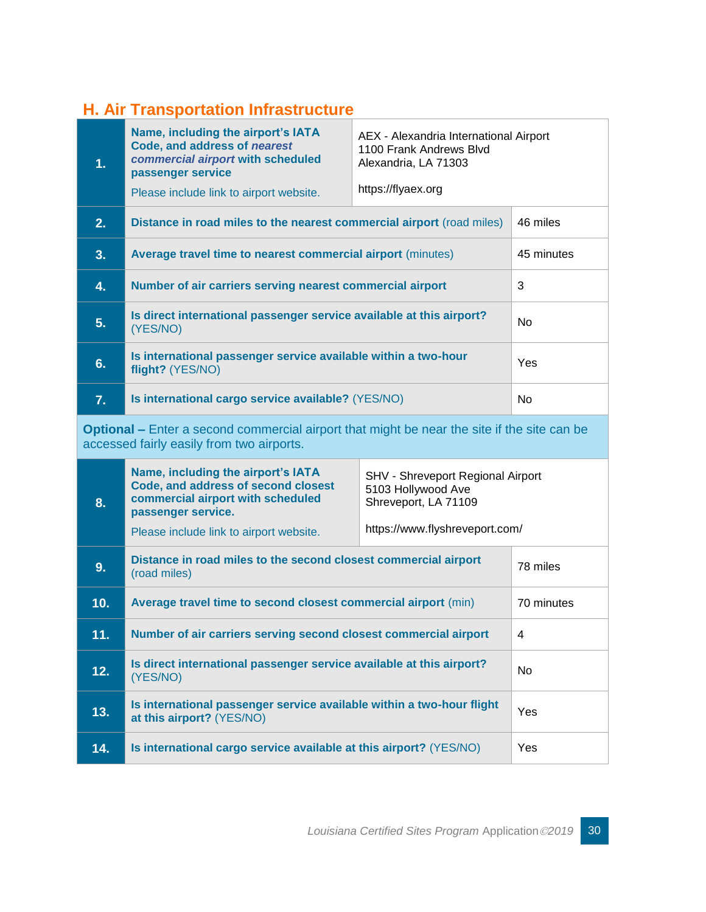## H. Air Transportation Infrastructure

| # | Item | Response |
|---|---|---|
| 1. | **Name, including the airport's IATA Code, and address of *nearest commercial airport* with scheduled passenger service** Please include link to airport website. | AEX - Alexandria International Airport 1100 Frank Andrews Blvd Alexandria, LA 71303 https://flyaex.org |
| 2. | **Distance in road miles to the nearest commercial airport** (road miles) | 46 miles |
| 3. | **Average travel time to nearest commercial airport** (minutes) | 45 minutes |
| 4. | **Number of air carriers serving nearest commercial airport** | 3 |
| 5. | **Is direct international passenger service available at this airport?** (YES/NO) | No |
| 6. | **Is international passenger service available within a two-hour flight?** (YES/NO) | Yes |
| 7. | **Is international cargo service available?** (YES/NO) | No |
| | **Optional –** Enter a second commercial airport that might be near the site if the site can be accessed fairly easily from two airports. | |
| 8. | **Name, including the airport's IATA Code, and address of second closest commercial airport with scheduled passenger service.** Please include link to airport website. | SHV - Shreveport Regional Airport 5103 Hollywood Ave Shreveport, LA 71109 https://www.flyshreveport.com/ |
| 9. | **Distance in road miles to the second closest commercial airport** (road miles) | 78 miles |
| 10. | **Average travel time to second closest commercial airport** (min) | 70 minutes |
| 11. | **Number of air carriers serving second closest commercial airport** | 4 |
| 12. | **Is direct international passenger service available at this airport?** (YES/NO) | No |
| 13. | **Is international passenger service available within a two-hour flight at this airport?** (YES/NO) | Yes |
| 14. | **Is international cargo service available at this airport?** (YES/NO) | Yes |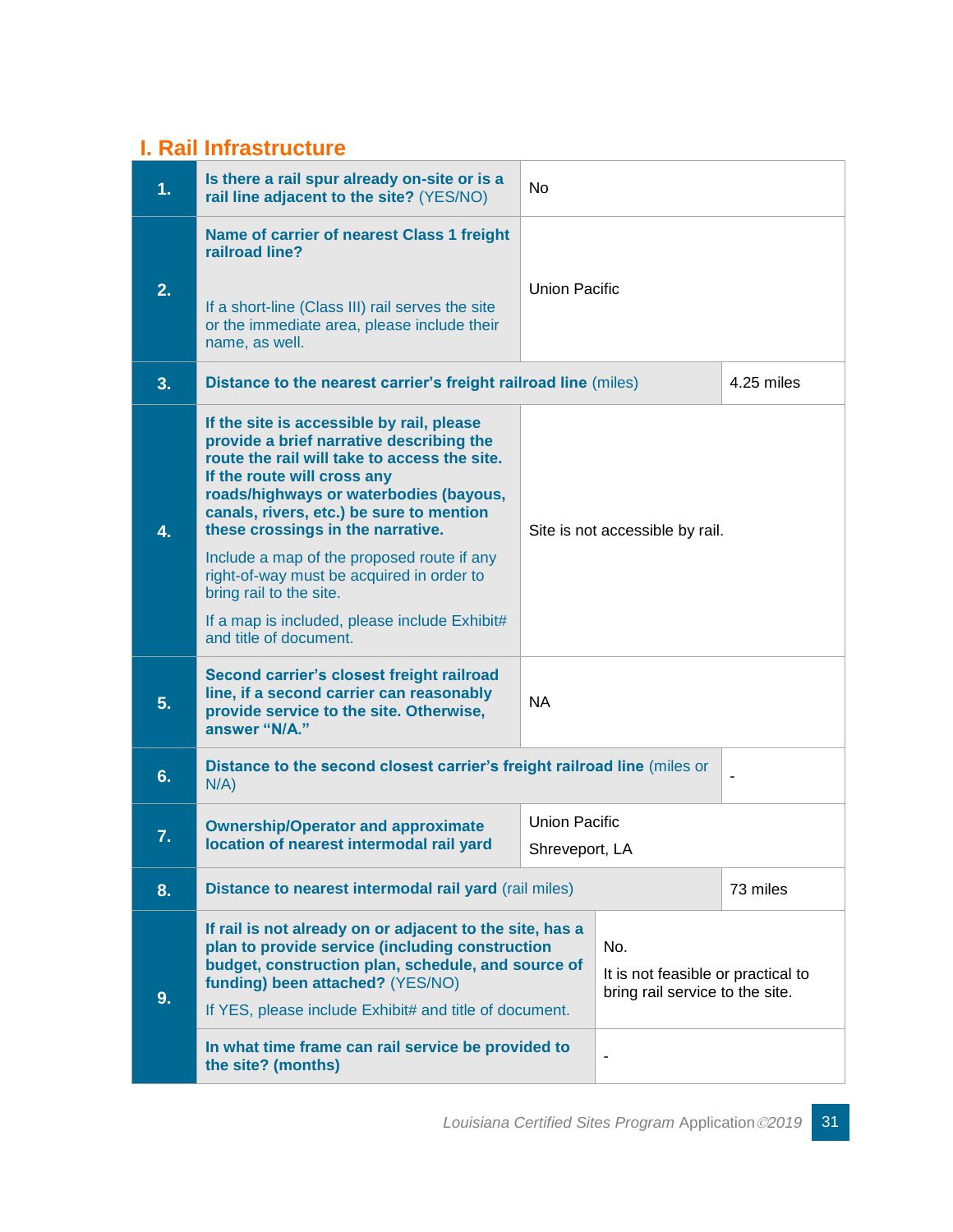## I. Rail Infrastructure

| # | Question | Response |
|---|---|---|
| **1.** | **Is there a rail spur already on-site or is a rail line adjacent to the site?** (YES/NO) | No |
| **2.** | **Name of carrier of nearest Class 1 freight railroad line?**<br><br>If a short-line (Class III) rail serves the site or the immediate area, please include their name, as well. | Union Pacific |
| **3.** | **Distance to the nearest carrier's freight railroad line** (miles) | 4.25 miles |
| **4.** | **If the site is accessible by rail, please provide a brief narrative describing the route the rail will take to access the site. If the route will cross any roads/highways or waterbodies (bayous, canals, rivers, etc.) be sure to mention these crossings in the narrative.**<br><br>Include a map of the proposed route if any right-of-way must be acquired in order to bring rail to the site.<br><br>If a map is included, please include Exhibit# and title of document. | Site is not accessible by rail. |
| **5.** | **Second carrier's closest freight railroad line, if a second carrier can reasonably provide service to the site. Otherwise, answer "N/A."** | NA |
| **6.** | **Distance to the second closest carrier's freight railroad line** (miles or N/A) | - |
| **7.** | **Ownership/Operator and approximate location of nearest intermodal rail yard** | Union Pacific<br><br>Shreveport, LA |
| **8.** | **Distance to nearest intermodal rail yard** (rail miles) | 73 miles |
| **9.** | **If rail is not already on or adjacent to the site, has a plan to provide service (including construction budget, construction plan, schedule, and source of funding) been attached?** (YES/NO)<br><br>If YES, please include Exhibit# and title of document. | No.<br><br>It is not feasible or practical to bring rail service to the site. |
| | **In what time frame can rail service be provided to the site? (months)** | - |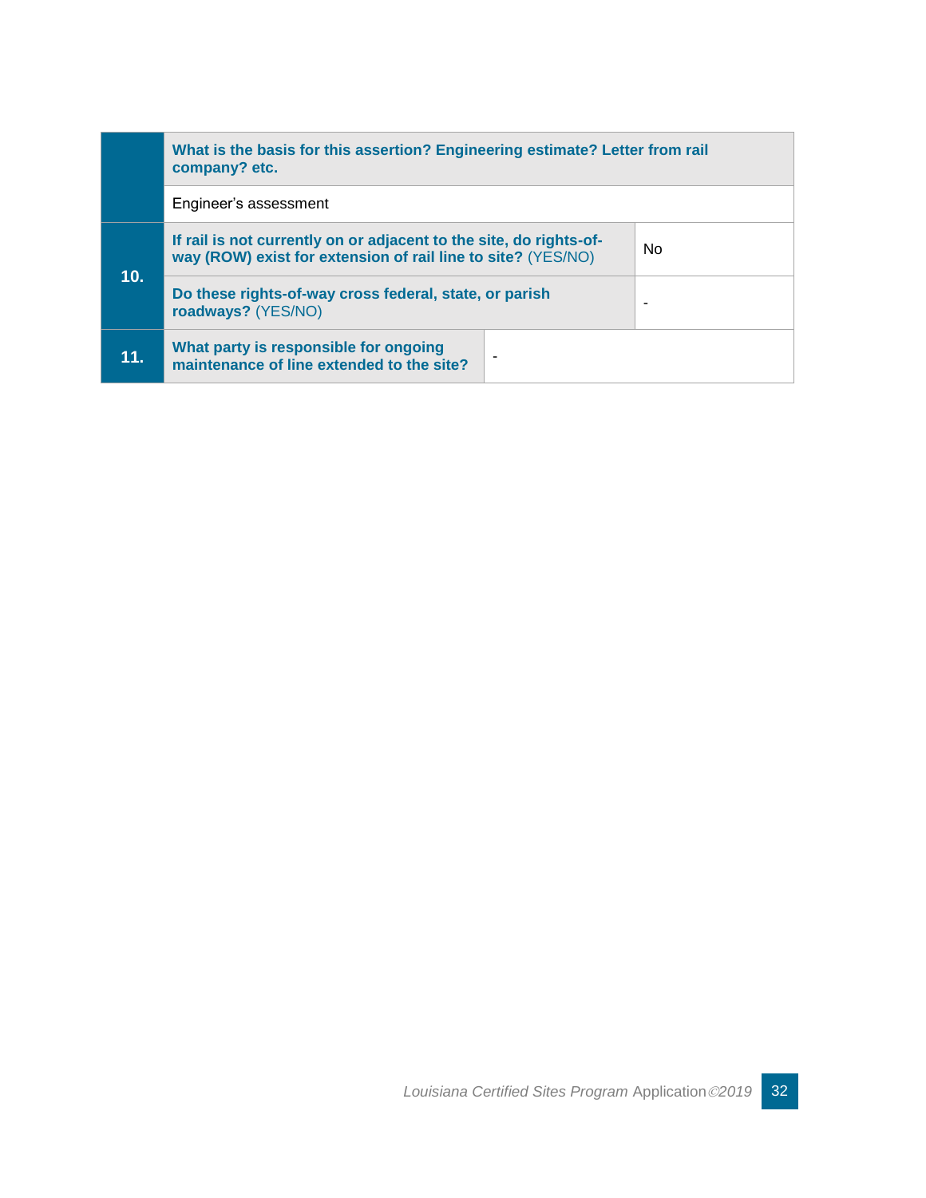| | | |
|---|---|---|
| | **What is the basis for this assertion? Engineering estimate? Letter from rail company? etc.** | |
| | Engineer's assessment | |
| **10.** | **If rail is not currently on or adjacent to the site, do rights-of-way (ROW) exist for extension of rail line to site?** (YES/NO) | No |
| | **Do these rights-of-way cross federal, state, or parish roadways?** (YES/NO) | - |
| **11.** | **What party is responsible for ongoing maintenance of line extended to the site?** | - |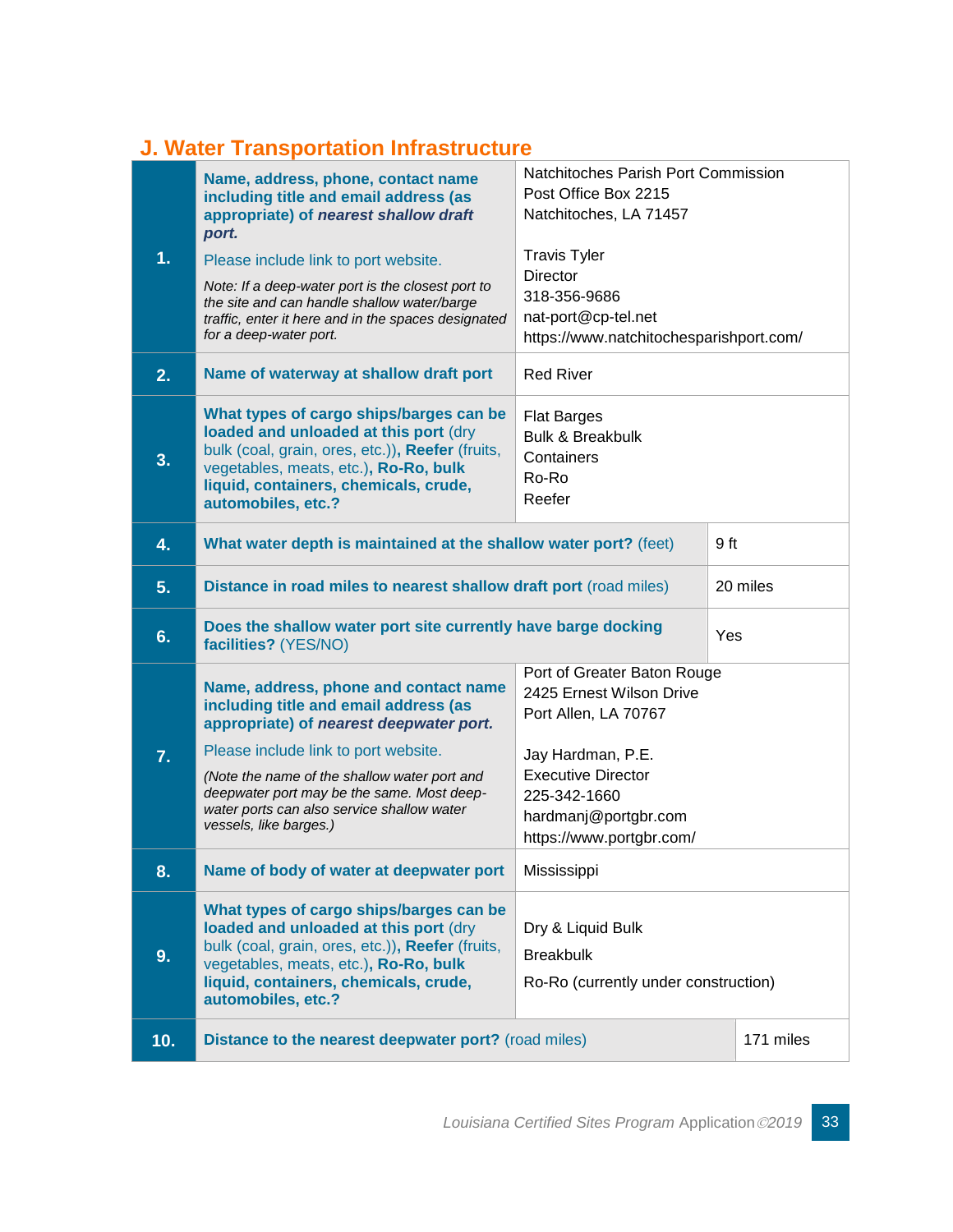## J. Water Transportation Infrastructure

| # | Question | Response |
|---|---|---|
| 1. | **Name, address, phone, contact name including title and email address (as appropriate) of *nearest shallow draft port.*** Please include link to port website. *Note: If a deep-water port is the closest port to the site and can handle shallow water/barge traffic, enter it here and in the spaces designated for a deep-water port.* | Natchitoches Parish Port Commission<br>Post Office Box 2215<br>Natchitoches, LA 71457<br><br>Travis Tyler<br>Director<br>318-356-9686<br>nat-port@cp-tel.net<br>https://www.natchitochesparishport.com/ |
| 2. | **Name of waterway at shallow draft port** | Red River |
| 3. | **What types of cargo ships/barges can be loaded and unloaded at this port** (dry bulk (coal, grain, ores, etc.)), **Reefer** (fruits, vegetables, meats, etc.), **Ro-Ro, bulk liquid, containers, chemicals, crude, automobiles, etc.?** | Flat Barges<br>Bulk & Breakbulk<br>Containers<br>Ro-Ro<br>Reefer |
| 4. | **What water depth is maintained at the shallow water port?** (feet) | 9 ft |
| 5. | **Distance in road miles to nearest shallow draft port** (road miles) | 20 miles |
| 6. | **Does the shallow water port site currently have barge docking facilities?** (YES/NO) | Yes |
| 7. | **Name, address, phone and contact name including title and email address (as appropriate) of *nearest deepwater port.*** Please include link to port website. *(Note the name of the shallow water port and deepwater port may be the same. Most deep-water ports can also service shallow water vessels, like barges.)* | Port of Greater Baton Rouge<br>2425 Ernest Wilson Drive<br>Port Allen, LA 70767<br><br>Jay Hardman, P.E.<br>Executive Director<br>225-342-1660<br>hardmanj@portgbr.com<br>https://www.portgbr.com/ |
| 8. | **Name of body of water at deepwater port** | Mississippi |
| 9. | **What types of cargo ships/barges can be loaded and unloaded at this port** (dry bulk (coal, grain, ores, etc.)), **Reefer** (fruits, vegetables, meats, etc.), **Ro-Ro, bulk liquid, containers, chemicals, crude, automobiles, etc.?** | Dry & Liquid Bulk<br>Breakbulk<br>Ro-Ro (currently under construction) |
| 10. | **Distance to the nearest deepwater port?** (road miles) | 171 miles |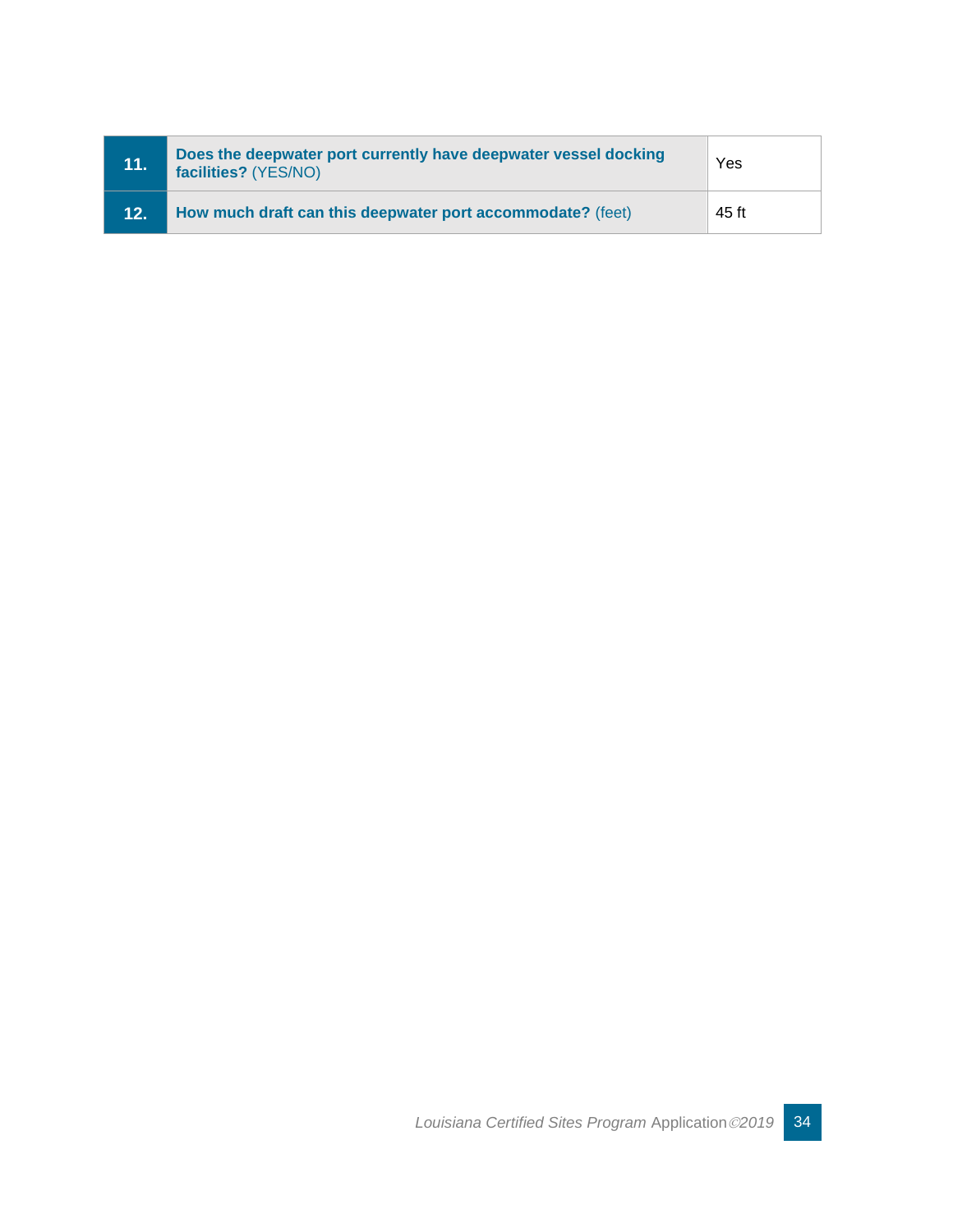| | | |
|---|---|---|
| **11.** | **Does the deepwater port currently have deepwater vessel docking facilities?** (YES/NO) | Yes |
| **12.** | **How much draft can this deepwater port accommodate?** (feet) | 45 ft |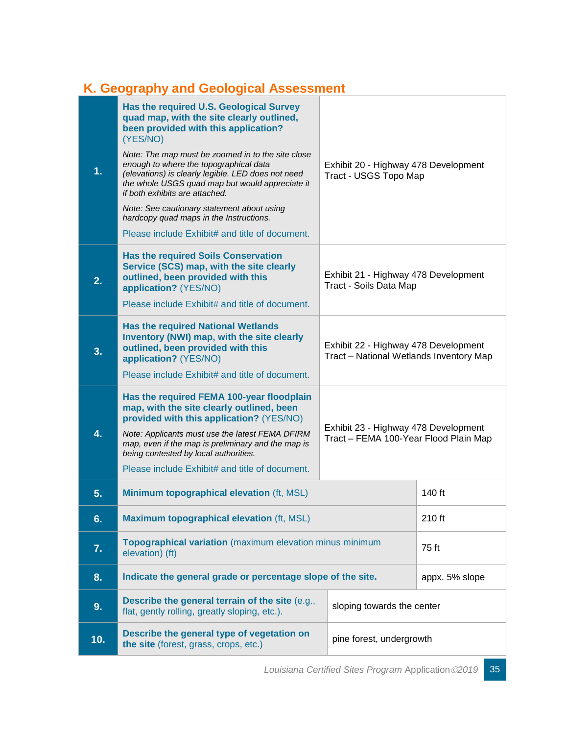## K. Geography and Geological Assessment

| # | Question | Response |
|---|---|---|
| **1.** | **Has the required U.S. Geological Survey quad map, with the site clearly outlined, been provided with this application?** (YES/NO)<br><br>*Note: The map must be zoomed in to the site close enough to where the topographical data (elevations) is clearly legible. LED does not need the whole USGS quad map but would appreciate it if both exhibits are attached.*<br><br>*Note: See cautionary statement about using hardcopy quad maps in the Instructions.*<br><br>Please include Exhibit# and title of document. | Exhibit 20 - Highway 478 Development Tract - USGS Topo Map |
| **2.** | **Has the required Soils Conservation Service (SCS) map, with the site clearly outlined, been provided with this application?** (YES/NO)<br><br>Please include Exhibit# and title of document. | Exhibit 21 - Highway 478 Development Tract - Soils Data Map |
| **3.** | **Has the required National Wetlands Inventory (NWI) map, with the site clearly outlined, been provided with this application?** (YES/NO)<br><br>Please include Exhibit# and title of document. | Exhibit 22 - Highway 478 Development Tract – National Wetlands Inventory Map |
| **4.** | **Has the required FEMA 100-year floodplain map, with the site clearly outlined, been provided with this application?** (YES/NO)<br><br>*Note: Applicants must use the latest FEMA DFIRM map, even if the map is preliminary and the map is being contested by local authorities.*<br><br>Please include Exhibit# and title of document. | Exhibit 23 - Highway 478 Development Tract – FEMA 100-Year Flood Plain Map |
| **5.** | **Minimum topographical elevation** (ft, MSL) | 140 ft |
| **6.** | **Maximum topographical elevation** (ft, MSL) | 210 ft |
| **7.** | **Topographical variation** (maximum elevation minus minimum elevation) (ft) | 75 ft |
| **8.** | **Indicate the general grade or percentage slope of the site.** | appx. 5% slope |
| **9.** | **Describe the general terrain of the site** (e.g., flat, gently rolling, greatly sloping, etc.). | sloping towards the center |
| **10.** | **Describe the general type of vegetation on the site** (forest, grass, crops, etc.) | pine forest, undergrowth |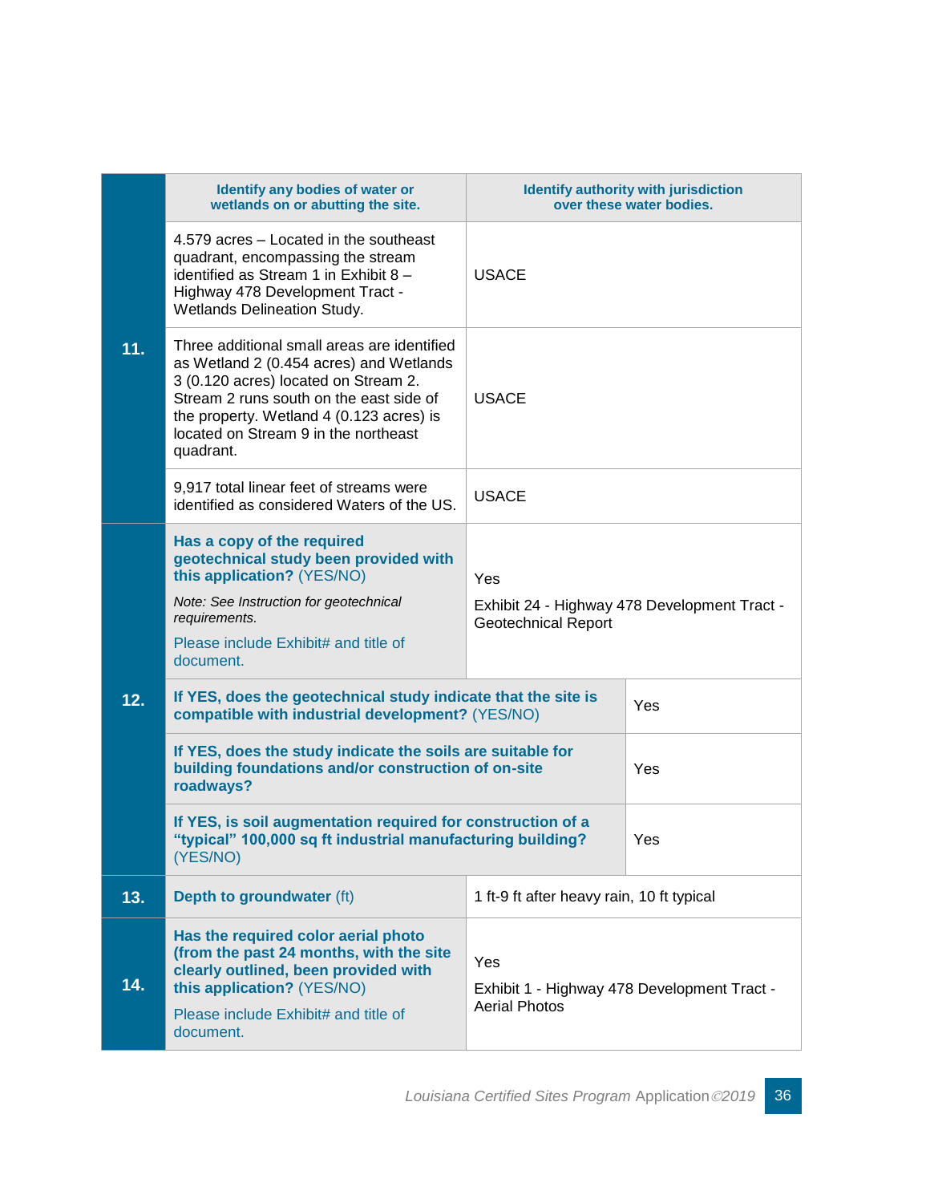| | | |
|---|---|---|
| **11.** | **Identify any bodies of water or wetlands on or abutting the site.** | **Identify authority with jurisdiction over these water bodies.** |
| | 4.579 acres – Located in the southeast quadrant, encompassing the stream identified as Stream 1 in Exhibit 8 – Highway 478 Development Tract - Wetlands Delineation Study. | USACE |
| | Three additional small areas are identified as Wetland 2 (0.454 acres) and Wetlands 3 (0.120 acres) located on Stream 2. Stream 2 runs south on the east side of the property. Wetland 4 (0.123 acres) is located on Stream 9 in the northeast quadrant. | USACE |
| | 9,917 total linear feet of streams were identified as considered Waters of the US. | USACE |
| **12.** | **Has a copy of the required geotechnical study been provided with this application?** (YES/NO)<br>*Note: See Instruction for geotechnical requirements.*<br>Please include Exhibit# and title of document. | Yes<br>Exhibit 24 - Highway 478 Development Tract - Geotechnical Report |
| | **If YES, does the geotechnical study indicate that the site is compatible with industrial development?** (YES/NO) | Yes |
| | **If YES, does the study indicate the soils are suitable for building foundations and/or construction of on-site roadways?** | Yes |
| | **If YES, is soil augmentation required for construction of a "typical" 100,000 sq ft industrial manufacturing building?** (YES/NO) | Yes |
| **13.** | **Depth to groundwater** (ft) | 1 ft-9 ft after heavy rain, 10 ft typical |
| **14.** | **Has the required color aerial photo (from the past 24 months, with the site clearly outlined, been provided with this application?** (YES/NO)<br>Please include Exhibit# and title of document. | Yes<br>Exhibit 1 - Highway 478 Development Tract - Aerial Photos |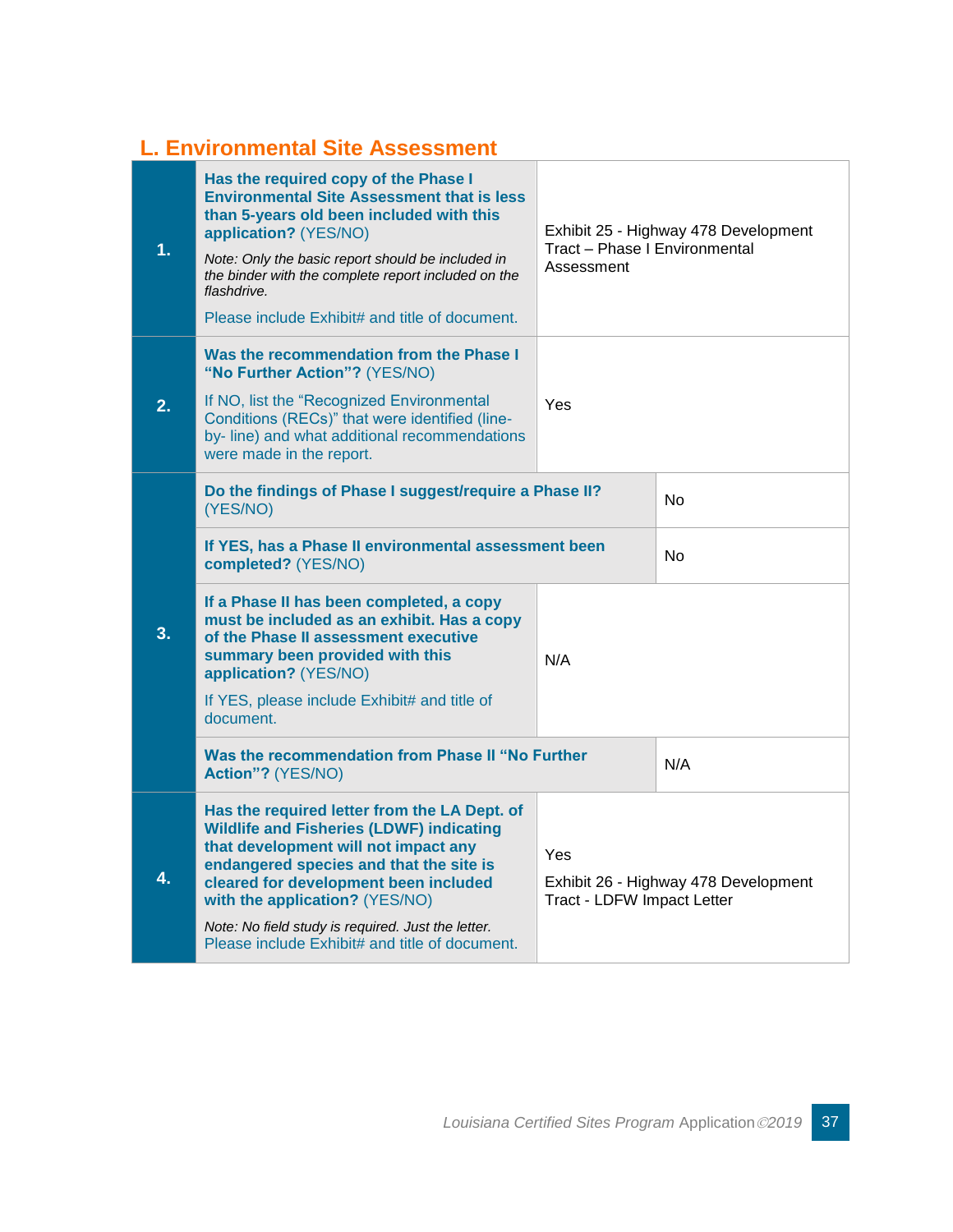## L. Environmental Site Assessment

| # | Question | Response |
|---|---|---|
| **1.** | **Has the required copy of the Phase I Environmental Site Assessment that is less than 5-years old been included with this application?** (YES/NO) <br> *Note: Only the basic report should be included in the binder with the complete report included on the flashdrive.* <br> Please include Exhibit# and title of document. | Exhibit 25 - Highway 478 Development Tract – Phase I Environmental Assessment |
| **2.** | **Was the recommendation from the Phase I "No Further Action"?** (YES/NO) <br> If NO, list the "Recognized Environmental Conditions (RECs)" that were identified (line-by- line) and what additional recommendations were made in the report. | Yes |
| **3.** | **Do the findings of Phase I suggest/require a Phase II?** (YES/NO) | No |
| | **If YES, has a Phase II environmental assessment been completed?** (YES/NO) | No |
| | **If a Phase II has been completed, a copy must be included as an exhibit. Has a copy of the Phase II assessment executive summary been provided with this application?** (YES/NO) <br> If YES, please include Exhibit# and title of document. | N/A |
| | **Was the recommendation from Phase II "No Further Action"?** (YES/NO) | N/A |
| **4.** | **Has the required letter from the LA Dept. of Wildlife and Fisheries (LDWF) indicating that development will not impact any endangered species and that the site is cleared for development been included with the application?** (YES/NO) <br> *Note: No field study is required. Just the letter.* <br> Please include Exhibit# and title of document. | Yes <br> Exhibit 26 - Highway 478 Development Tract - LDFW Impact Letter |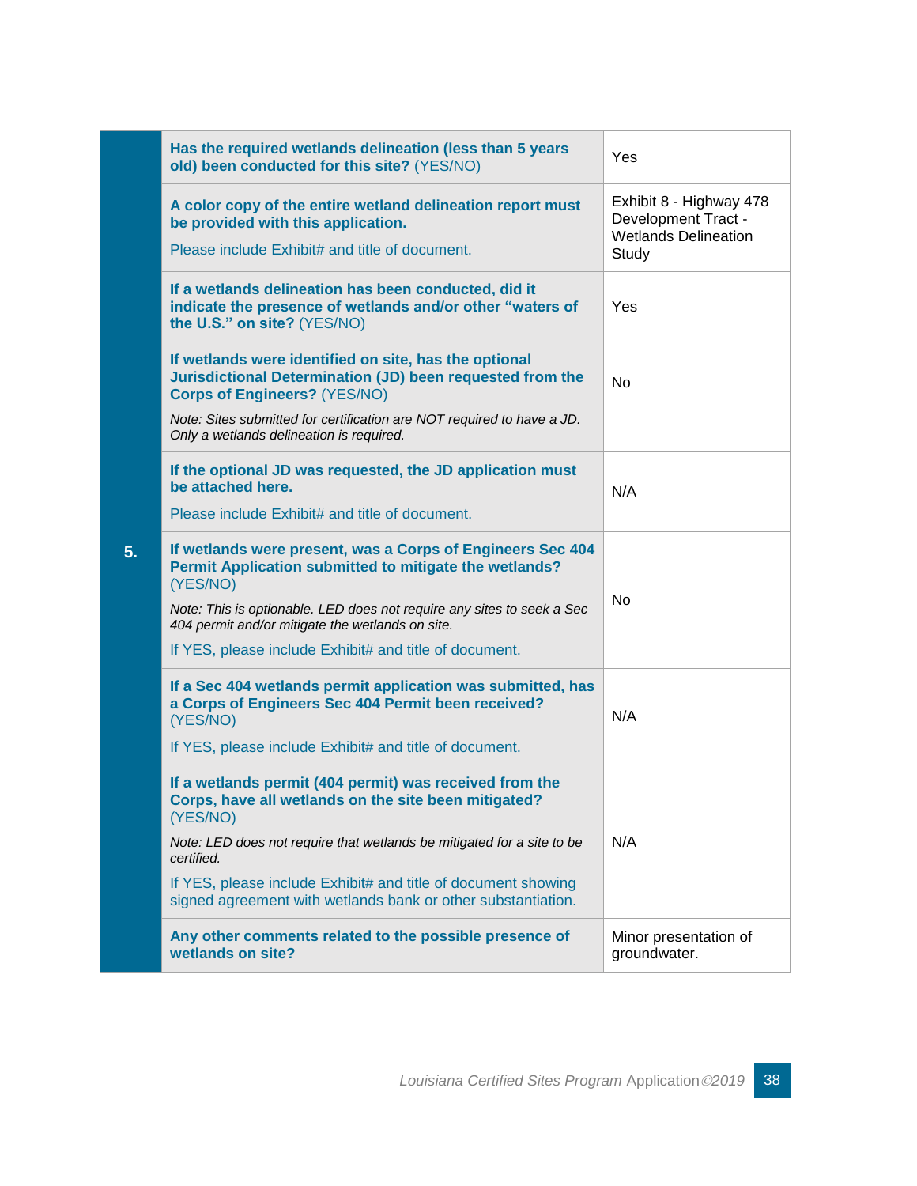| | Question | Response |
|---|---|---|
| **5.** | **Has the required wetlands delineation (less than 5 years old) been conducted for this site?** (YES/NO) | Yes |
| | **A color copy of the entire wetland delineation report must be provided with this application.** Please include Exhibit# and title of document. | Exhibit 8 - Highway 478 Development Tract - Wetlands Delineation Study |
| | **If a wetlands delineation has been conducted, did it indicate the presence of wetlands and/or other “waters of the U.S.” on site?** (YES/NO) | Yes |
| | **If wetlands were identified on site, has the optional Jurisdictional Determination (JD) been requested from the Corps of Engineers?** (YES/NO) *Note: Sites submitted for certification are NOT required to have a JD. Only a wetlands delineation is required.* | No |
| | **If the optional JD was requested, the JD application must be attached here.** Please include Exhibit# and title of document. | N/A |
| | **If wetlands were present, was a Corps of Engineers Sec 404 Permit Application submitted to mitigate the wetlands?** (YES/NO) *Note: This is optionable. LED does not require any sites to seek a Sec 404 permit and/or mitigate the wetlands on site.* If YES, please include Exhibit# and title of document. | No |
| | **If a Sec 404 wetlands permit application was submitted, has a Corps of Engineers Sec 404 Permit been received?** (YES/NO) If YES, please include Exhibit# and title of document. | N/A |
| | **If a wetlands permit (404 permit) was received from the Corps, have all wetlands on the site been mitigated?** (YES/NO) *Note: LED does not require that wetlands be mitigated for a site to be certified.* If YES, please include Exhibit# and title of document showing signed agreement with wetlands bank or other substantiation. | N/A |
| | **Any other comments related to the possible presence of wetlands on site?** | Minor presentation of groundwater. |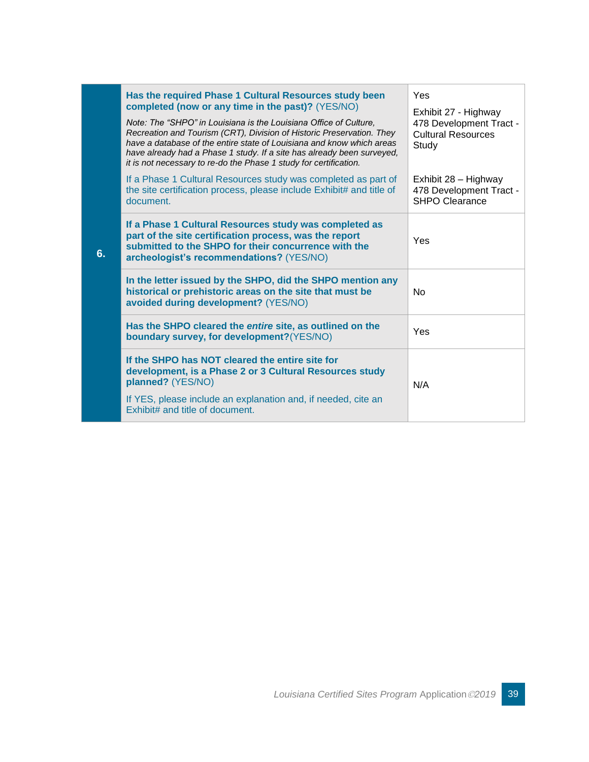| | | |
|---|---|---|
| **6.** | **Has the required Phase 1 Cultural Resources study been completed (now or any time in the past)?** (YES/NO)<br><br>*Note: The "SHPO" in Louisiana is the Louisiana Office of Culture, Recreation and Tourism (CRT), Division of Historic Preservation. They have a database of the entire state of Louisiana and know which areas have already had a Phase 1 study. If a site has already been surveyed, it is not necessary to re-do the Phase 1 study for certification.*<br><br>If a Phase 1 Cultural Resources study was completed as part of the site certification process, please include Exhibit# and title of document. | Yes<br><br>Exhibit 27 - Highway 478 Development Tract - Cultural Resources Study<br><br>Exhibit 28 – Highway 478 Development Tract - SHPO Clearance |
| | **If a Phase 1 Cultural Resources study was completed as part of the site certification process, was the report submitted to the SHPO for their concurrence with the archeologist's recommendations?** (YES/NO) | Yes |
| | **In the letter issued by the SHPO, did the SHPO mention any historical or prehistoric areas on the site that must be avoided during development?** (YES/NO) | No |
| | **Has the SHPO cleared the *entire* site, as outlined on the boundary survey, for development?**(YES/NO) | Yes |
| | **If the SHPO has NOT cleared the entire site for development, is a Phase 2 or 3 Cultural Resources study planned?** (YES/NO)<br><br>If YES, please include an explanation and, if needed, cite an Exhibit# and title of document. | N/A |